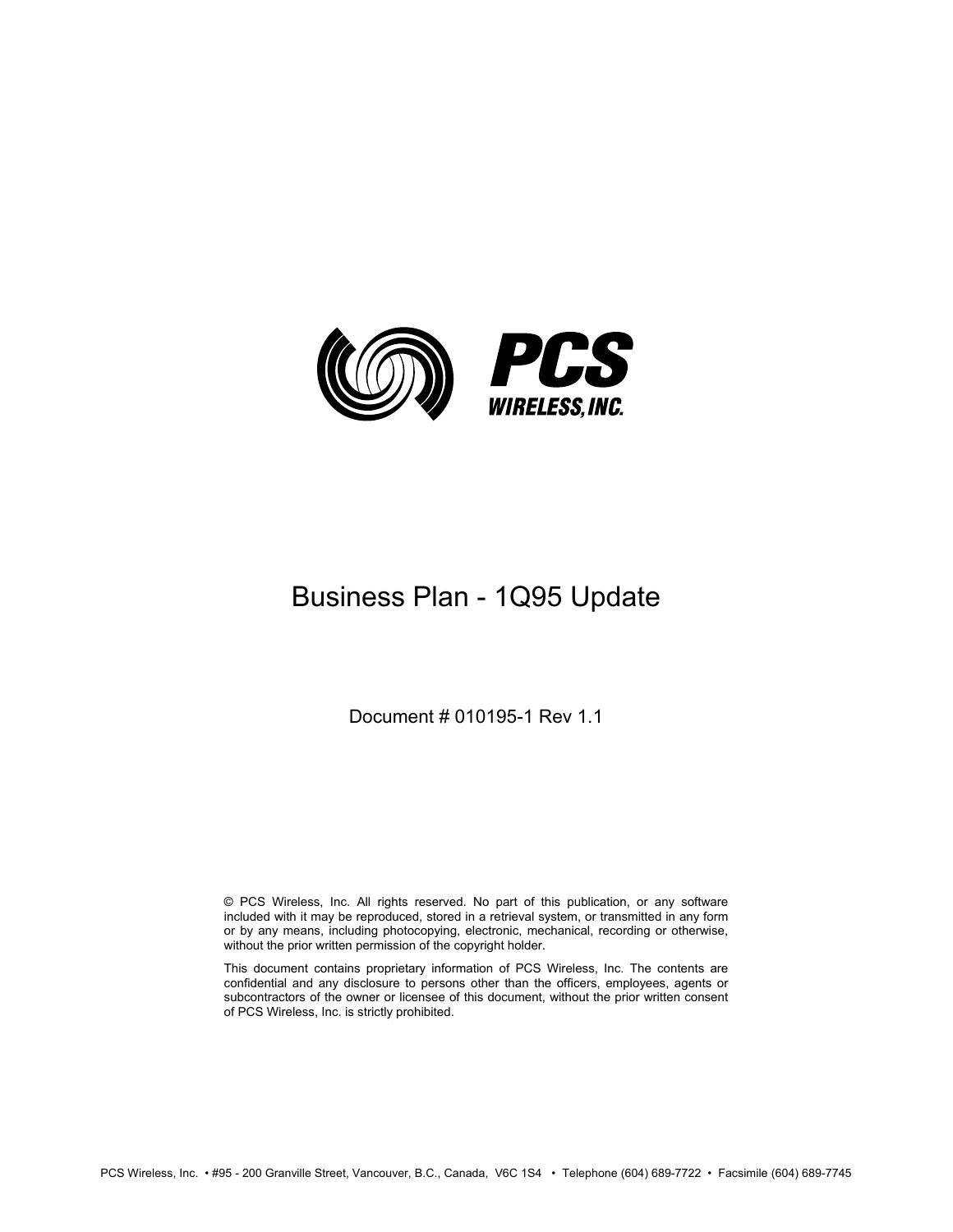**PCS**
**WIRELESS, INC.**

# Business Plan - 1Q95 Update

Document # 010195-1 Rev 1.1

© PCS Wireless, Inc. All rights reserved. No part of this publication, or any software included with it may be reproduced, stored in a retrieval system, or transmitted in any form or by any means, including photocopying, electronic, mechanical, recording or otherwise, without the prior written permission of the copyright holder.

This document contains proprietary information of PCS Wireless, Inc. The contents are confidential and any disclosure to persons other than the officers, employees, agents or subcontractors of the owner or licensee of this document, without the prior written consent of PCS Wireless, Inc. is strictly prohibited.

PCS Wireless, Inc. • #95 - 200 Granville Street, Vancouver, B.C., Canada, V6C 1S4 • Telephone (604) 689-7722 • Facsimile (604) 689-7745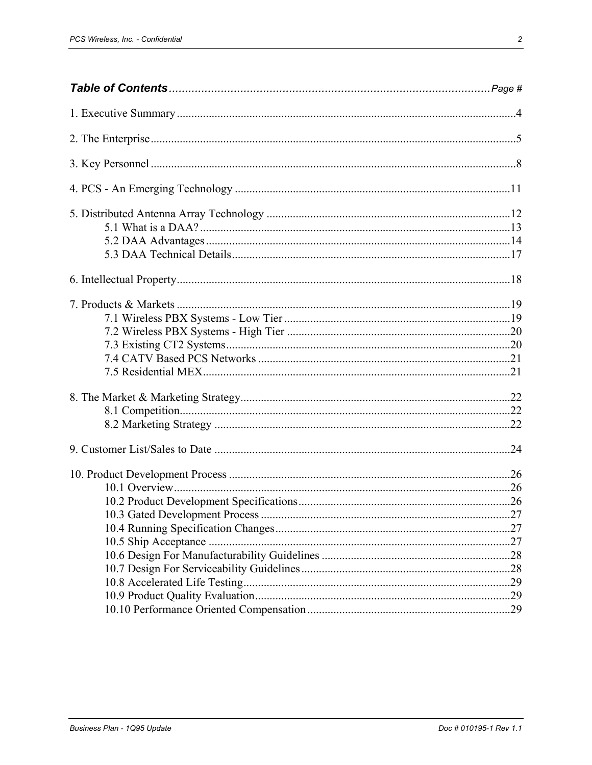## Table of Contents

| Section | Page # |
|---|---|
| 1. Executive Summary | 4 |
| 2. The Enterprise | 5 |
| 3. Key Personnel | 8 |
| 4. PCS - An Emerging Technology | 11 |
| 5. Distributed Antenna Array Technology | 12 |
| 5.1 What is a DAA? | 13 |
| 5.2 DAA Advantages | 14 |
| 5.3 DAA Technical Details | 17 |
| 6. Intellectual Property | 18 |
| 7. Products & Markets | 19 |
| 7.1 Wireless PBX Systems - Low Tier | 19 |
| 7.2 Wireless PBX Systems - High Tier | 20 |
| 7.3 Existing CT2 Systems | 20 |
| 7.4 CATV Based PCS Networks | 21 |
| 7.5 Residential MEX | 21 |
| 8. The Market & Marketing Strategy | 22 |
| 8.1 Competition. | 22 |
| 8.2 Marketing Strategy | 22 |
| 9. Customer List/Sales to Date | 24 |
| 10. Product Development Process | 26 |
| 10.1 Overview | 26 |
| 10.2 Product Development Specifications | 26 |
| 10.3 Gated Development Process | 27 |
| 10.4 Running Specification Changes | 27 |
| 10.5 Ship Acceptance | 27 |
| 10.6 Design For Manufacturability Guidelines | 28 |
| 10.7 Design For Serviceability Guidelines | 28 |
| 10.8 Accelerated Life Testing | 29 |
| 10.9 Product Quality Evaluation | 29 |
| 10.10 Performance Oriented Compensation | 29 |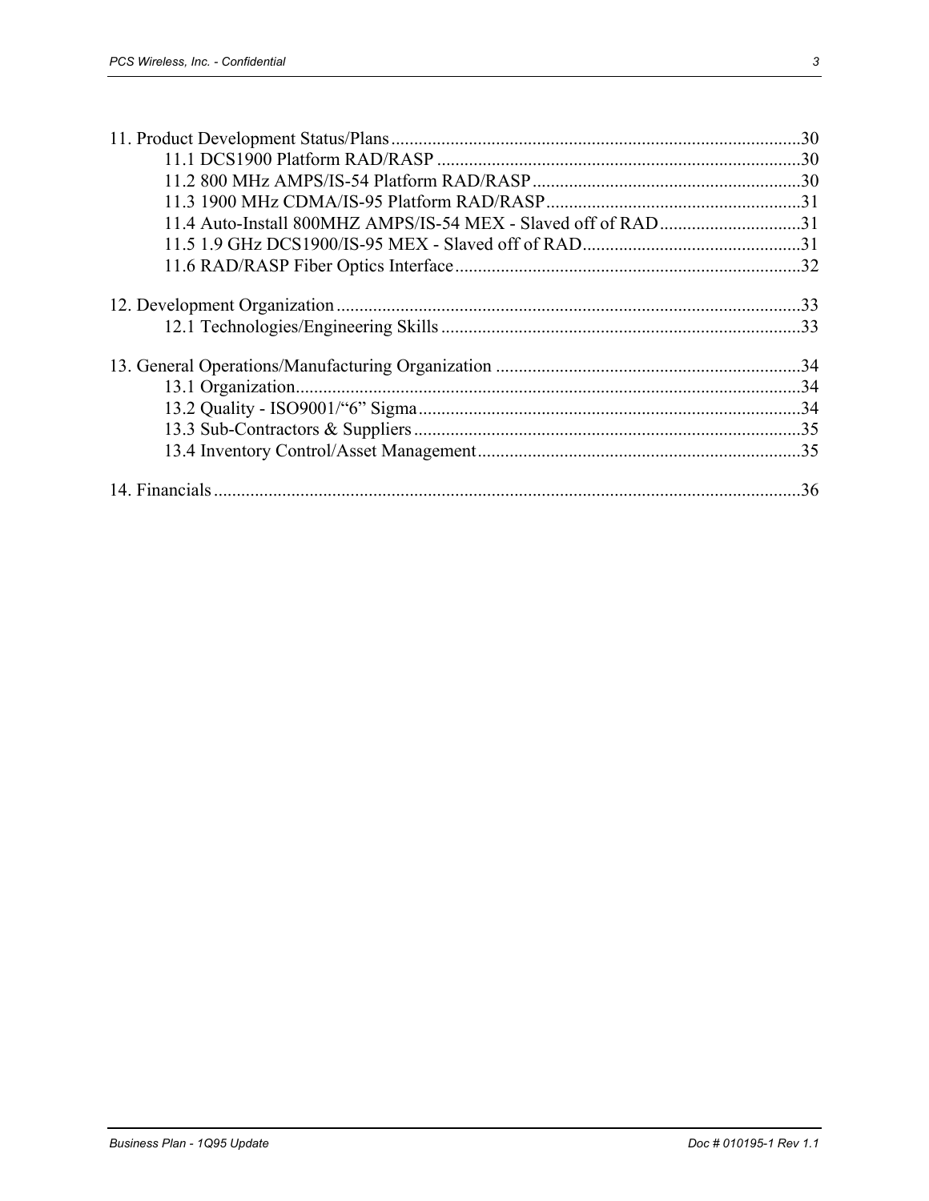11. Product Development Status/Plans .......................................................................................... 30
    - 11.1 DCS1900 Platform RAD/RASP ................................................................................. 30
    - 11.2 800 MHz AMPS/IS-54 Platform RAD/RASP ............................................................ 30
    - 11.3 1900 MHz CDMA/IS-95 Platform RAD/RASP ......................................................... 31
    - 11.4 Auto-Install 800MHZ AMPS/IS-54 MEX - Slaved off of RAD ................................ 31
    - 11.5 1.9 GHz DCS1900/IS-95 MEX - Slaved off of RAD ................................................. 31
    - 11.6 RAD/RASP Fiber Optics Interface ............................................................................ 32

12. Development Organization ....................................................................................................... 33
    - 12.1 Technologies/Engineering Skills ............................................................................... 33

13. General Operations/Manufacturing Organization .................................................................... 34
    - 13.1 Organization ............................................................................................................... 34
    - 13.2 Quality - ISO9001/“6” Sigma .................................................................................... 34
    - 13.3 Sub-Contractors & Suppliers ..................................................................................... 35
    - 13.4 Inventory Control/Asset Management ....................................................................... 35

14. Financials .................................................................................................................................. 36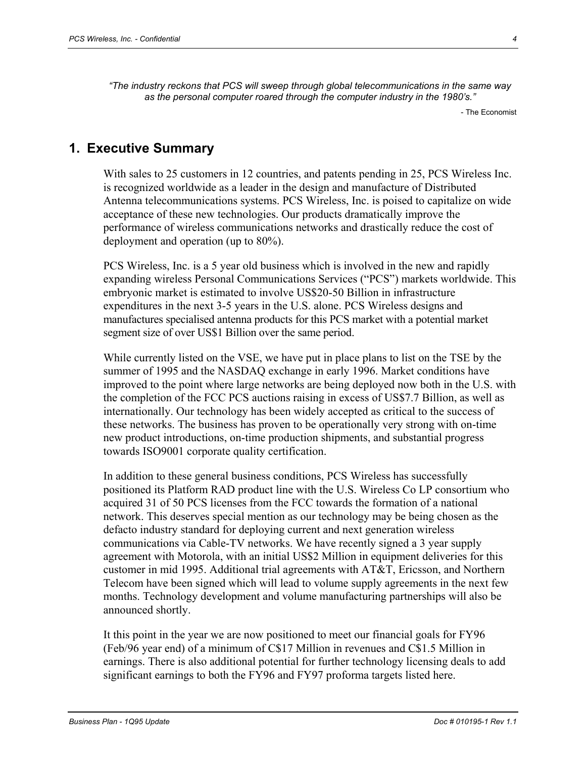*"The industry reckons that PCS will sweep through global telecommunications in the same way as the personal computer roared through the computer industry in the 1980's."*

- The Economist

## 1. Executive Summary

With sales to 25 customers in 12 countries, and patents pending in 25, PCS Wireless Inc. is recognized worldwide as a leader in the design and manufacture of Distributed Antenna telecommunications systems. PCS Wireless, Inc. is poised to capitalize on wide acceptance of these new technologies. Our products dramatically improve the performance of wireless communications networks and drastically reduce the cost of deployment and operation (up to 80%).

PCS Wireless, Inc. is a 5 year old business which is involved in the new and rapidly expanding wireless Personal Communications Services ("PCS") markets worldwide. This embryonic market is estimated to involve US$20-50 Billion in infrastructure expenditures in the next 3-5 years in the U.S. alone. PCS Wireless designs and manufactures specialised antenna products for this PCS market with a potential market segment size of over US$1 Billion over the same period.

While currently listed on the VSE, we have put in place plans to list on the TSE by the summer of 1995 and the NASDAQ exchange in early 1996. Market conditions have improved to the point where large networks are being deployed now both in the U.S. with the completion of the FCC PCS auctions raising in excess of US$7.7 Billion, as well as internationally. Our technology has been widely accepted as critical to the success of these networks. The business has proven to be operationally very strong with on-time new product introductions, on-time production shipments, and substantial progress towards ISO9001 corporate quality certification.

In addition to these general business conditions, PCS Wireless has successfully positioned its Platform RAD product line with the U.S. Wireless Co LP consortium who acquired 31 of 50 PCS licenses from the FCC towards the formation of a national network. This deserves special mention as our technology may be being chosen as the defacto industry standard for deploying current and next generation wireless communications via Cable-TV networks. We have recently signed a 3 year supply agreement with Motorola, with an initial US$2 Million in equipment deliveries for this customer in mid 1995. Additional trial agreements with AT&T, Ericsson, and Northern Telecom have been signed which will lead to volume supply agreements in the next few months. Technology development and volume manufacturing partnerships will also be announced shortly.

It this point in the year we are now positioned to meet our financial goals for FY96 (Feb/96 year end) of a minimum of C$17 Million in revenues and C$1.5 Million in earnings. There is also additional potential for further technology licensing deals to add significant earnings to both the FY96 and FY97 proforma targets listed here.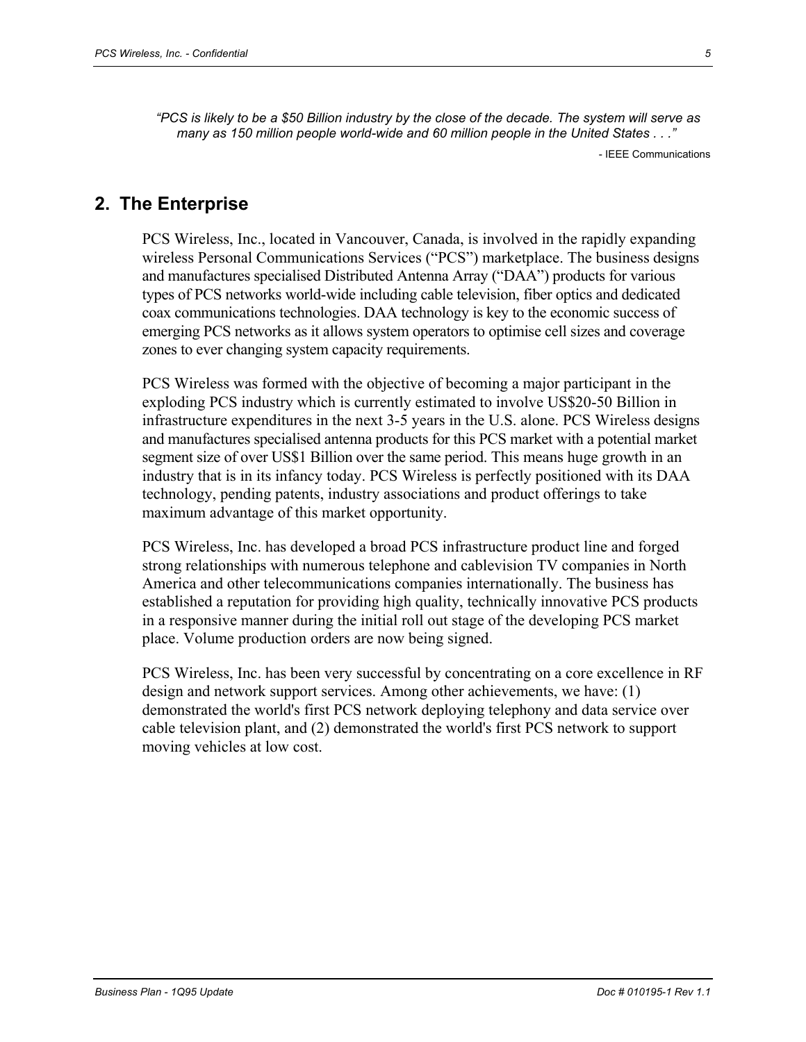*"PCS is likely to be a $50 Billion industry by the close of the decade. The system will serve as many as 150 million people world-wide and 60 million people in the United States . . ."*

- IEEE Communications

## 2. The Enterprise

PCS Wireless, Inc., located in Vancouver, Canada, is involved in the rapidly expanding wireless Personal Communications Services ("PCS") marketplace. The business designs and manufactures specialised Distributed Antenna Array ("DAA") products for various types of PCS networks world-wide including cable television, fiber optics and dedicated coax communications technologies. DAA technology is key to the economic success of emerging PCS networks as it allows system operators to optimise cell sizes and coverage zones to ever changing system capacity requirements.

PCS Wireless was formed with the objective of becoming a major participant in the exploding PCS industry which is currently estimated to involve US$20-50 Billion in infrastructure expenditures in the next 3-5 years in the U.S. alone. PCS Wireless designs and manufactures specialised antenna products for this PCS market with a potential market segment size of over US$1 Billion over the same period. This means huge growth in an industry that is in its infancy today. PCS Wireless is perfectly positioned with its DAA technology, pending patents, industry associations and product offerings to take maximum advantage of this market opportunity.

PCS Wireless, Inc. has developed a broad PCS infrastructure product line and forged strong relationships with numerous telephone and cablevision TV companies in North America and other telecommunications companies internationally. The business has established a reputation for providing high quality, technically innovative PCS products in a responsive manner during the initial roll out stage of the developing PCS market place. Volume production orders are now being signed.

PCS Wireless, Inc. has been very successful by concentrating on a core excellence in RF design and network support services. Among other achievements, we have: (1) demonstrated the world's first PCS network deploying telephony and data service over cable television plant, and (2) demonstrated the world's first PCS network to support moving vehicles at low cost.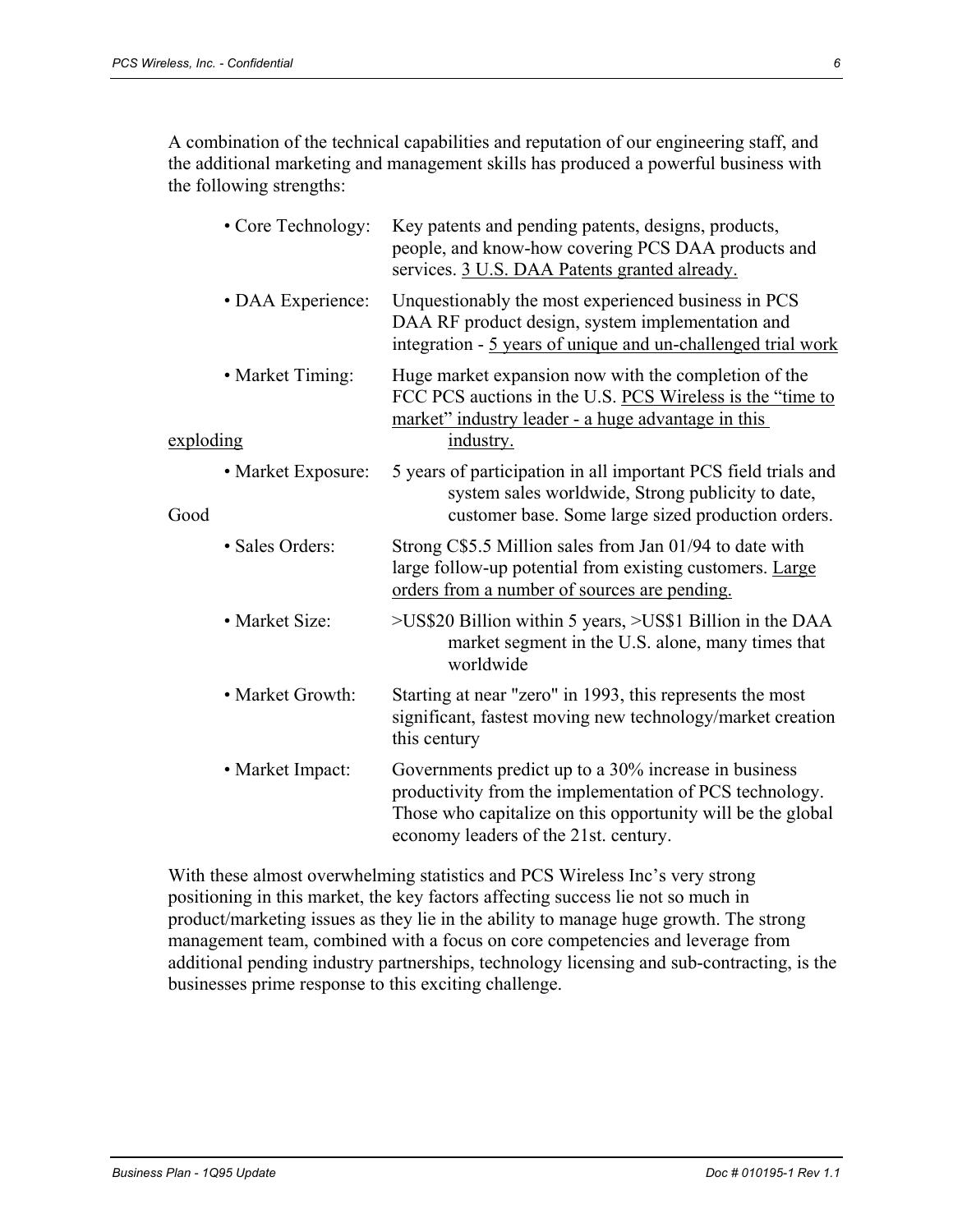A combination of the technical capabilities and reputation of our engineering staff, and the additional marketing and management skills has produced a powerful business with the following strengths:

- **Core Technology:** Key patents and pending patents, designs, products, people, and know-how covering PCS DAA products and services. <u>3 U.S. DAA Patents granted already.</u>
- **DAA Experience:** Unquestionably the most experienced business in PCS DAA RF product design, system implementation and integration - <u>5 years of unique and un-challenged trial work</u>
- **Market Timing:** Huge market expansion now with the completion of the FCC PCS auctions in the U.S. <u>PCS Wireless is the "time to market" industry leader - a huge advantage in this exploding industry.</u>
- **Market Exposure:** 5 years of participation in all important PCS field trials and system sales worldwide, Strong publicity to date, Good customer base. Some large sized production orders.
- **Sales Orders:** Strong C$5.5 Million sales from Jan 01/94 to date with large follow-up potential from existing customers. <u>Large orders from a number of sources are pending.</u>
- **Market Size:** >US$20 Billion within 5 years, >US$1 Billion in the DAA market segment in the U.S. alone, many times that worldwide
- **Market Growth:** Starting at near "zero" in 1993, this represents the most significant, fastest moving new technology/market creation this century
- **Market Impact:** Governments predict up to a 30% increase in business productivity from the implementation of PCS technology. Those who capitalize on this opportunity will be the global economy leaders of the 21st. century.

With these almost overwhelming statistics and PCS Wireless Inc's very strong positioning in this market, the key factors affecting success lie not so much in product/marketing issues as they lie in the ability to manage huge growth. The strong management team, combined with a focus on core competencies and leverage from additional pending industry partnerships, technology licensing and sub-contracting, is the businesses prime response to this exciting challenge.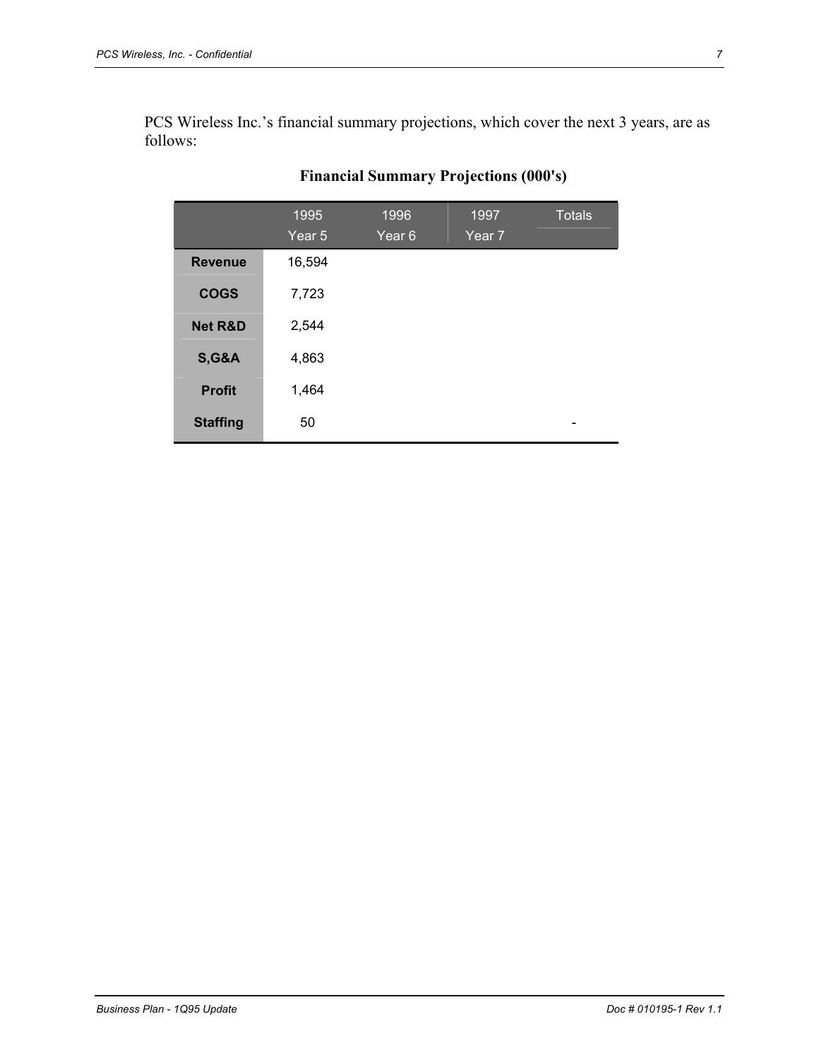PCS Wireless Inc.'s financial summary projections, which cover the next 3 years, are as follows:

**Financial Summary Projections (000's)**

| | 1995 Year 5 | 1996 Year 6 | 1997 Year 7 | Totals |
|---|---|---|---|---|
| **Revenue** | 16,594 | | | |
| **COGS** | 7,723 | | | |
| **Net R&D** | 2,544 | | | |
| **S,G&A** | 4,863 | | | |
| **Profit** | 1,464 | | | |
| **Staffing** | 50 | | | - |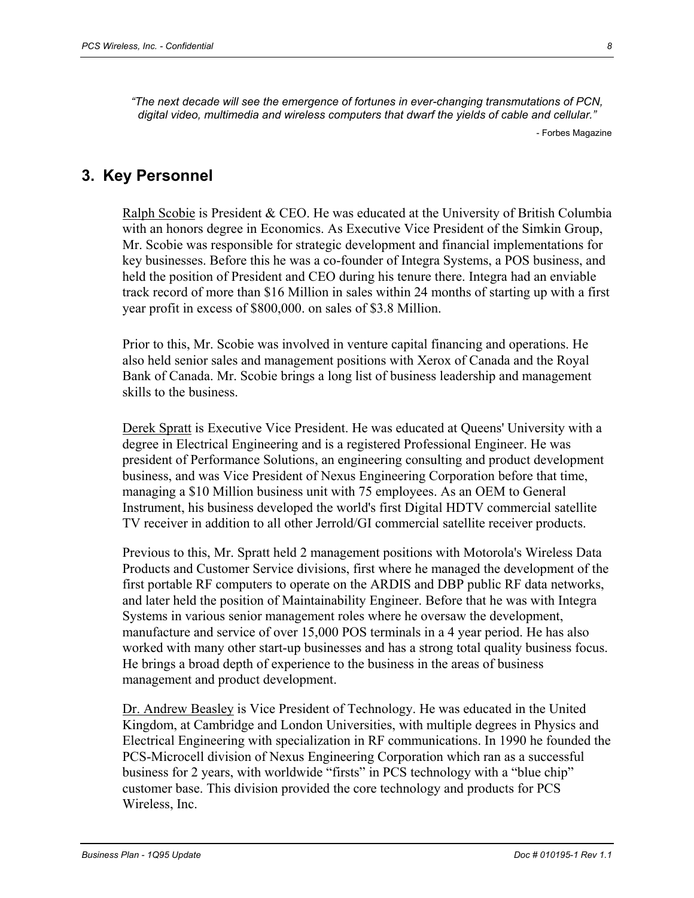*“The next decade will see the emergence of fortunes in ever-changing transmutations of PCN, digital video, multimedia and wireless computers that dwarf the yields of cable and cellular.”*

- Forbes Magazine

## 3. Key Personnel

Ralph Scobie is President & CEO. He was educated at the University of British Columbia with an honors degree in Economics. As Executive Vice President of the Simkin Group, Mr. Scobie was responsible for strategic development and financial implementations for key businesses. Before this he was a co-founder of Integra Systems, a POS business, and held the position of President and CEO during his tenure there. Integra had an enviable track record of more than $16 Million in sales within 24 months of starting up with a first year profit in excess of $800,000. on sales of $3.8 Million.

Prior to this, Mr. Scobie was involved in venture capital financing and operations. He also held senior sales and management positions with Xerox of Canada and the Royal Bank of Canada. Mr. Scobie brings a long list of business leadership and management skills to the business.

Derek Spratt is Executive Vice President. He was educated at Queens' University with a degree in Electrical Engineering and is a registered Professional Engineer. He was president of Performance Solutions, an engineering consulting and product development business, and was Vice President of Nexus Engineering Corporation before that time, managing a $10 Million business unit with 75 employees. As an OEM to General Instrument, his business developed the world's first Digital HDTV commercial satellite TV receiver in addition to all other Jerrold/GI commercial satellite receiver products.

Previous to this, Mr. Spratt held 2 management positions with Motorola's Wireless Data Products and Customer Service divisions, first where he managed the development of the first portable RF computers to operate on the ARDIS and DBP public RF data networks, and later held the position of Maintainability Engineer. Before that he was with Integra Systems in various senior management roles where he oversaw the development, manufacture and service of over 15,000 POS terminals in a 4 year period. He has also worked with many other start-up businesses and has a strong total quality business focus. He brings a broad depth of experience to the business in the areas of business management and product development.

Dr. Andrew Beasley is Vice President of Technology. He was educated in the United Kingdom, at Cambridge and London Universities, with multiple degrees in Physics and Electrical Engineering with specialization in RF communications. In 1990 he founded the PCS-Microcell division of Nexus Engineering Corporation which ran as a successful business for 2 years, with worldwide “firsts” in PCS technology with a “blue chip” customer base. This division provided the core technology and products for PCS Wireless, Inc.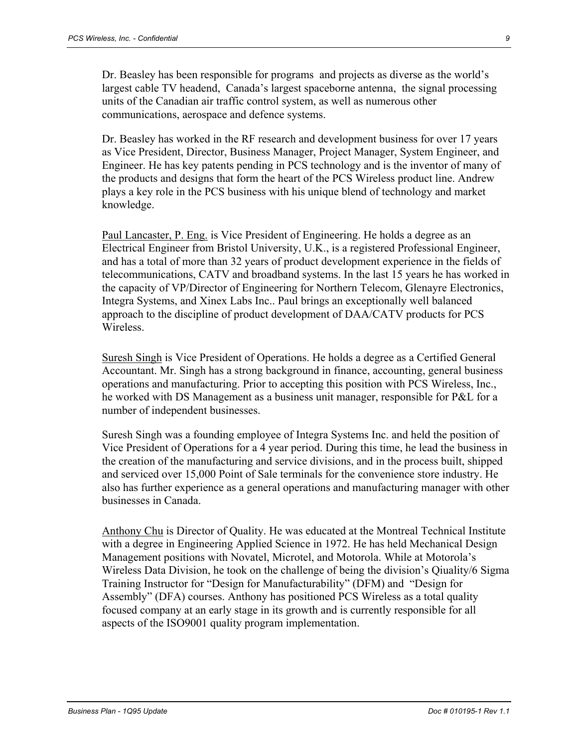Dr. Beasley has been responsible for programs  and projects as diverse as the world's largest cable TV headend,  Canada's largest spaceborne antenna,  the signal processing units of the Canadian air traffic control system, as well as numerous other communications, aerospace and defence systems.

Dr. Beasley has worked in the RF research and development business for over 17 years as Vice President, Director, Business Manager, Project Manager, System Engineer, and Engineer. He has key patents pending in PCS technology and is the inventor of many of the products and designs that form the heart of the PCS Wireless product line. Andrew plays a key role in the PCS business with his unique blend of technology and market knowledge.

Paul Lancaster, P. Eng. is Vice President of Engineering. He holds a degree as an Electrical Engineer from Bristol University, U.K., is a registered Professional Engineer, and has a total of more than 32 years of product development experience in the fields of telecommunications, CATV and broadband systems. In the last 15 years he has worked in the capacity of VP/Director of Engineering for Northern Telecom, Glenayre Electronics, Integra Systems, and Xinex Labs Inc.. Paul brings an exceptionally well balanced approach to the discipline of product development of DAA/CATV products for PCS Wireless.

Suresh Singh is Vice President of Operations. He holds a degree as a Certified General Accountant. Mr. Singh has a strong background in finance, accounting, general business operations and manufacturing. Prior to accepting this position with PCS Wireless, Inc., he worked with DS Management as a business unit manager, responsible for P&L for a number of independent businesses.

Suresh Singh was a founding employee of Integra Systems Inc. and held the position of Vice President of Operations for a 4 year period. During this time, he lead the business in the creation of the manufacturing and service divisions, and in the process built, shipped and serviced over 15,000 Point of Sale terminals for the convenience store industry. He also has further experience as a general operations and manufacturing manager with other businesses in Canada.

Anthony Chu is Director of Quality. He was educated at the Montreal Technical Institute with a degree in Engineering Applied Science in 1972. He has held Mechanical Design Management positions with Novatel, Microtel, and Motorola. While at Motorola's Wireless Data Division, he took on the challenge of being the division's Qiuality/6 Sigma Training Instructor for "Design for Manufacturability" (DFM) and  "Design for Assembly" (DFA) courses. Anthony has positioned PCS Wireless as a total quality focused company at an early stage in its growth and is currently responsible for all aspects of the ISO9001 quality program implementation.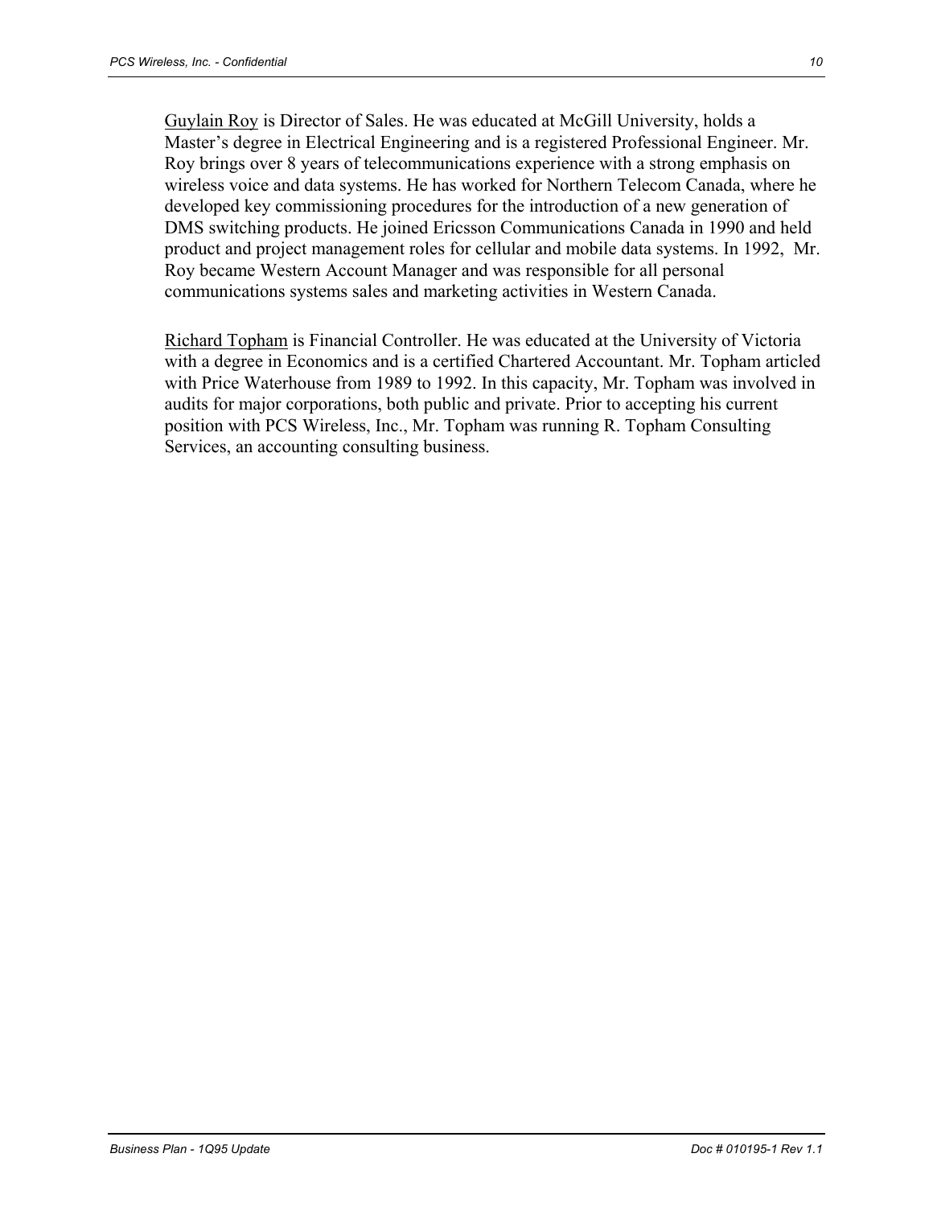Guylain Roy is Director of Sales. He was educated at McGill University, holds a Master's degree in Electrical Engineering and is a registered Professional Engineer. Mr. Roy brings over 8 years of telecommunications experience with a strong emphasis on wireless voice and data systems. He has worked for Northern Telecom Canada, where he developed key commissioning procedures for the introduction of a new generation of DMS switching products. He joined Ericsson Communications Canada in 1990 and held product and project management roles for cellular and mobile data systems. In 1992, Mr. Roy became Western Account Manager and was responsible for all personal communications systems sales and marketing activities in Western Canada.

Richard Topham is Financial Controller. He was educated at the University of Victoria with a degree in Economics and is a certified Chartered Accountant. Mr. Topham articled with Price Waterhouse from 1989 to 1992. In this capacity, Mr. Topham was involved in audits for major corporations, both public and private. Prior to accepting his current position with PCS Wireless, Inc., Mr. Topham was running R. Topham Consulting Services, an accounting consulting business.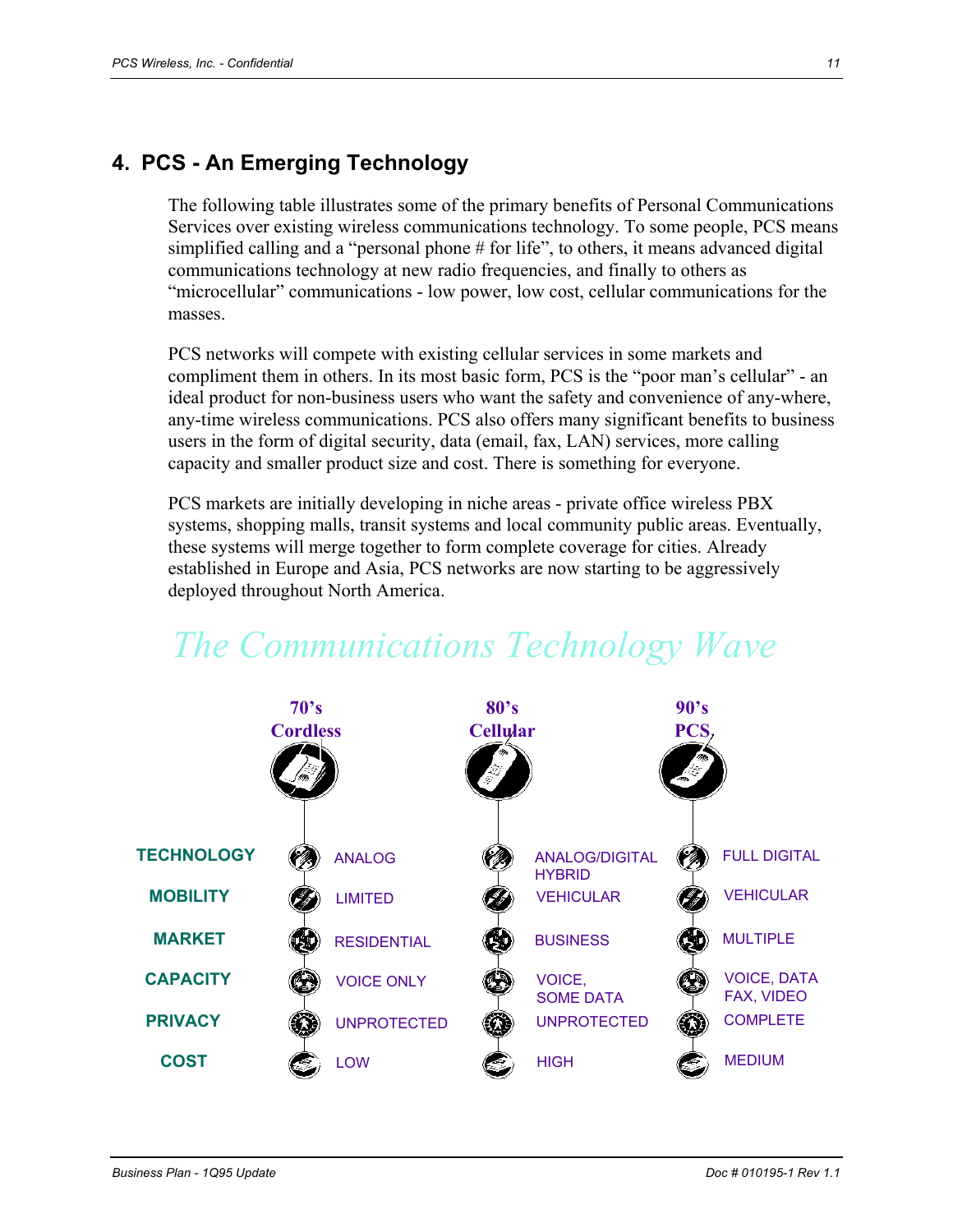## 4. PCS - An Emerging Technology

The following table illustrates some of the primary benefits of Personal Communications Services over existing wireless communications technology. To some people, PCS means simplified calling and a "personal phone # for life", to others, it means advanced digital communications technology at new radio frequencies, and finally to others as "microcellular" communications - low power, low cost, cellular communications for the masses.

PCS networks will compete with existing cellular services in some markets and compliment them in others. In its most basic form, PCS is the "poor man's cellular" - an ideal product for non-business users who want the safety and convenience of any-where, any-time wireless communications. PCS also offers many significant benefits to business users in the form of digital security, data (email, fax, LAN) services, more calling capacity and smaller product size and cost. There is something for everyone.

PCS markets are initially developing in niche areas - private office wireless PBX systems, shopping malls, transit systems and local community public areas. Eventually, these systems will merge together to form complete coverage for cities. Already established in Europe and Asia, PCS networks are now starting to be aggressively deployed throughout North America.

*The Communications Technology Wave*

| | 70's Cordless | 80's Cellular | 90's PCS |
|---|---|---|---|
| TECHNOLOGY | ANALOG | ANALOG/DIGITAL HYBRID | FULL DIGITAL |
| MOBILITY | LIMITED | VEHICULAR | VEHICULAR |
| MARKET | RESIDENTIAL | BUSINESS | MULTIPLE |
| CAPACITY | VOICE ONLY | VOICE, SOME DATA | VOICE, DATA FAX, VIDEO |
| PRIVACY | UNPROTECTED | UNPROTECTED | COMPLETE |
| COST | LOW | HIGH | MEDIUM |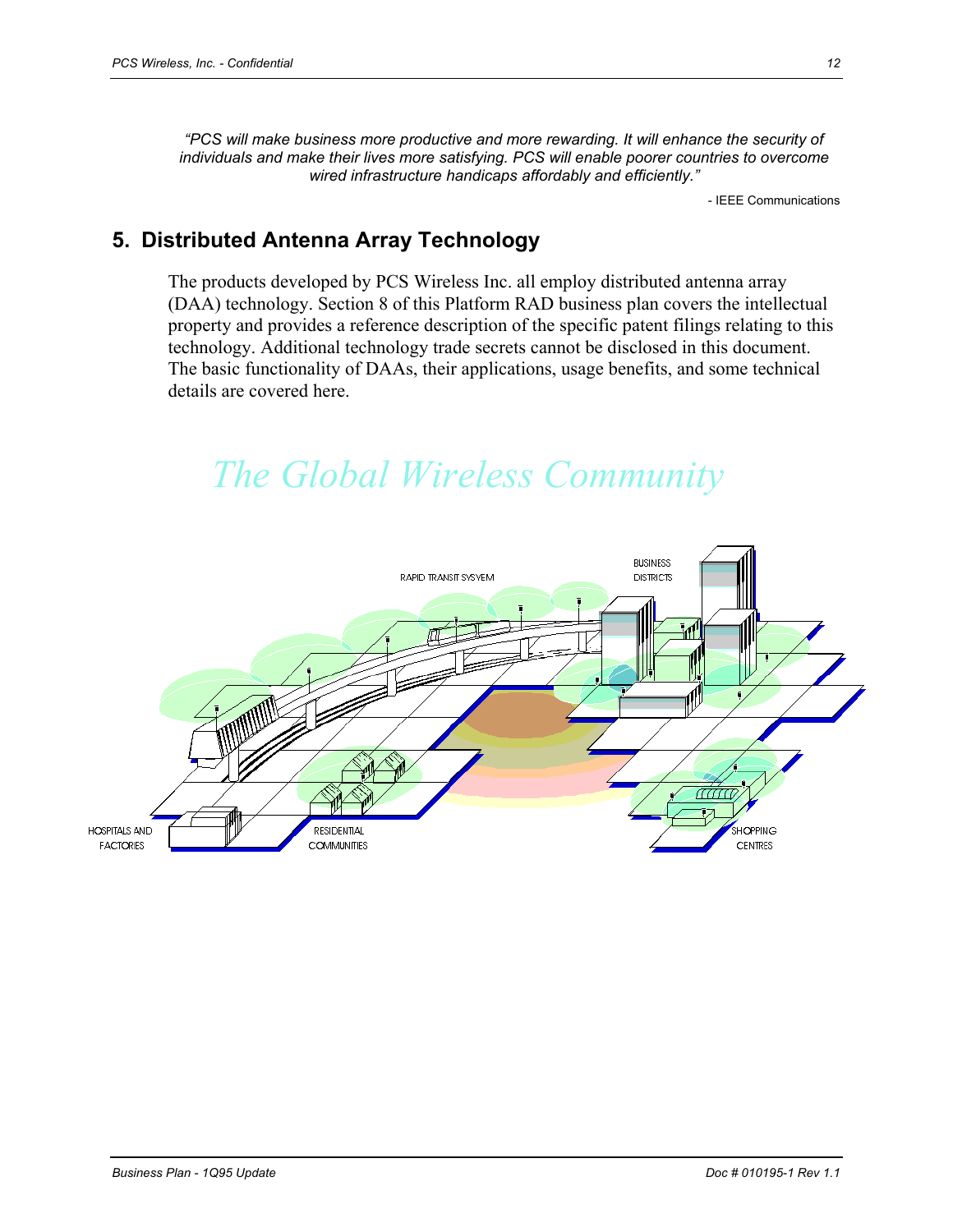*"PCS will make business more productive and more rewarding. It will enhance the security of individuals and make their lives more satisfying. PCS will enable poorer countries to overcome wired infrastructure handicaps affordably and efficiently."*

- IEEE Communications

## 5. Distributed Antenna Array Technology

The products developed by PCS Wireless Inc. all employ distributed antenna array (DAA) technology. Section 8 of this Platform RAD business plan covers the intellectual property and provides a reference description of the specific patent filings relating to this technology. Additional technology trade secrets cannot be disclosed in this document. The basic functionality of DAAs, their applications, usage benefits, and some technical details are covered here.

*The Global Wireless Community*

RAPID TRANSIT SYSYEM

BUSINESS DISTRICTS

HOSPITALS AND FACTORIES

RESIDENTIAL COMMUNITIES

SHOPPING CENTRES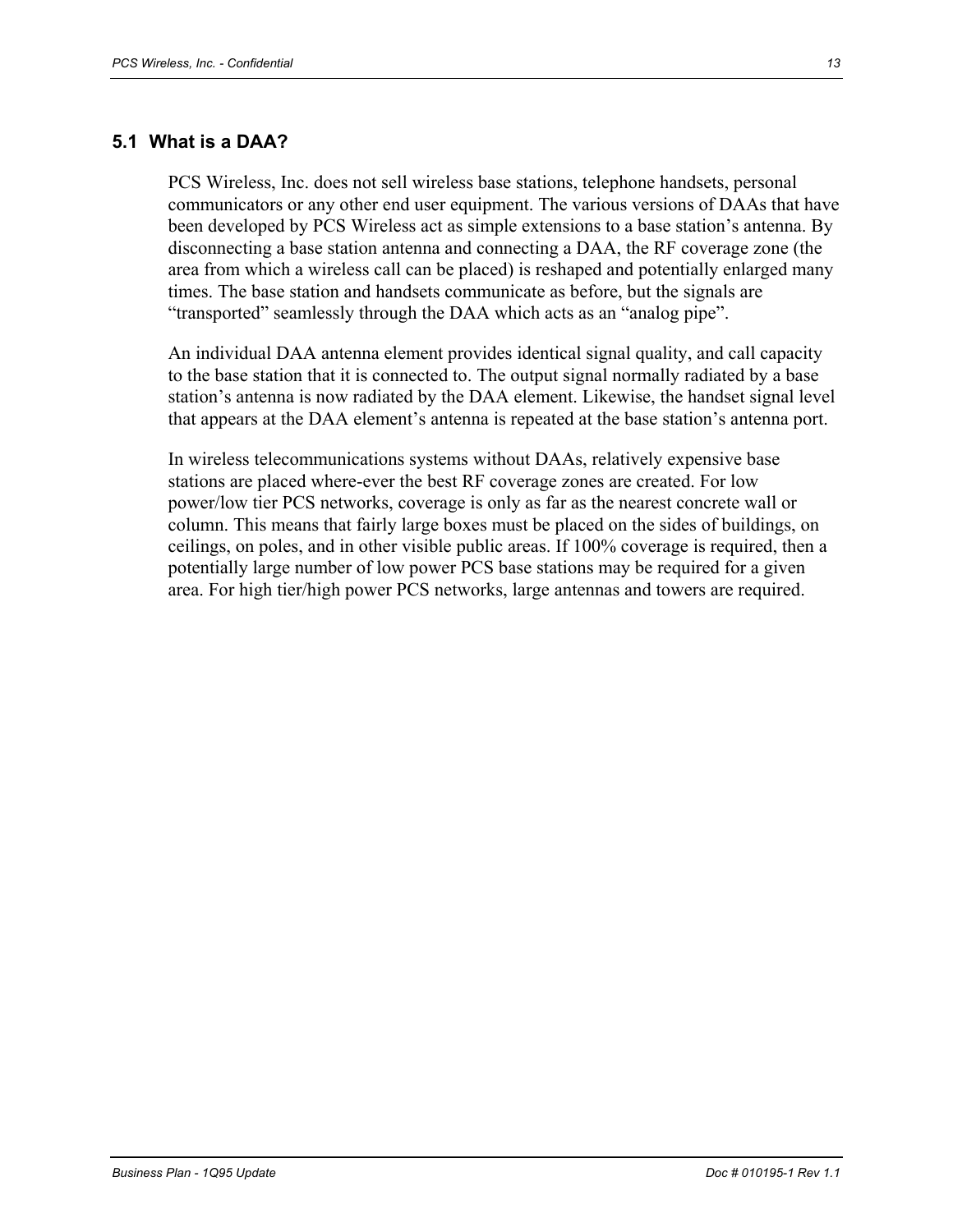## 5.1 What is a DAA?

PCS Wireless, Inc. does not sell wireless base stations, telephone handsets, personal communicators or any other end user equipment. The various versions of DAAs that have been developed by PCS Wireless act as simple extensions to a base station's antenna. By disconnecting a base station antenna and connecting a DAA, the RF coverage zone (the area from which a wireless call can be placed) is reshaped and potentially enlarged many times. The base station and handsets communicate as before, but the signals are "transported" seamlessly through the DAA which acts as an "analog pipe".

An individual DAA antenna element provides identical signal quality, and call capacity to the base station that it is connected to. The output signal normally radiated by a base station's antenna is now radiated by the DAA element. Likewise, the handset signal level that appears at the DAA element's antenna is repeated at the base station's antenna port.

In wireless telecommunications systems without DAAs, relatively expensive base stations are placed where-ever the best RF coverage zones are created. For low power/low tier PCS networks, coverage is only as far as the nearest concrete wall or column. This means that fairly large boxes must be placed on the sides of buildings, on ceilings, on poles, and in other visible public areas. If 100% coverage is required, then a potentially large number of low power PCS base stations may be required for a given area. For high tier/high power PCS networks, large antennas and towers are required.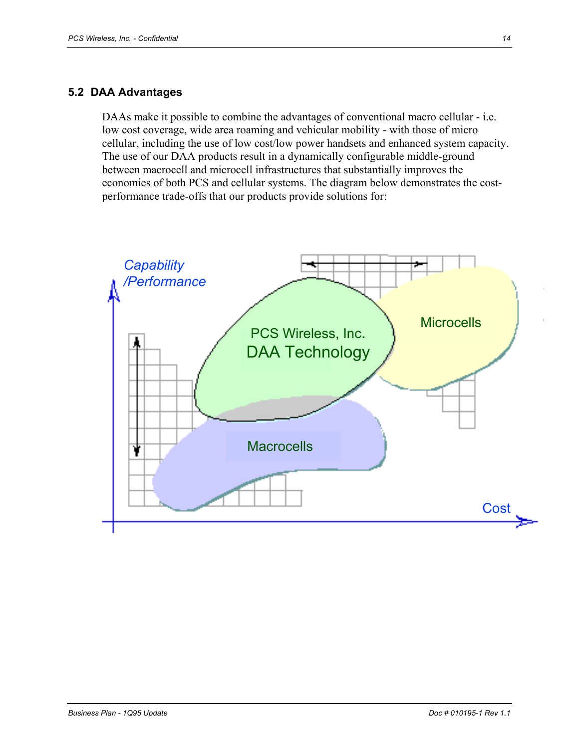## 5.2 DAA Advantages

DAAs make it possible to combine the advantages of conventional macro cellular - i.e. low cost coverage, wide area roaming and vehicular mobility - with those of micro cellular, including the use of low cost/low power handsets and enhanced system capacity. The use of our DAA products result in a dynamically configurable middle-ground between macrocell and microcell infrastructures that substantially improves the economies of both PCS and cellular systems. The diagram below demonstrates the cost-performance trade-offs that our products provide solutions for: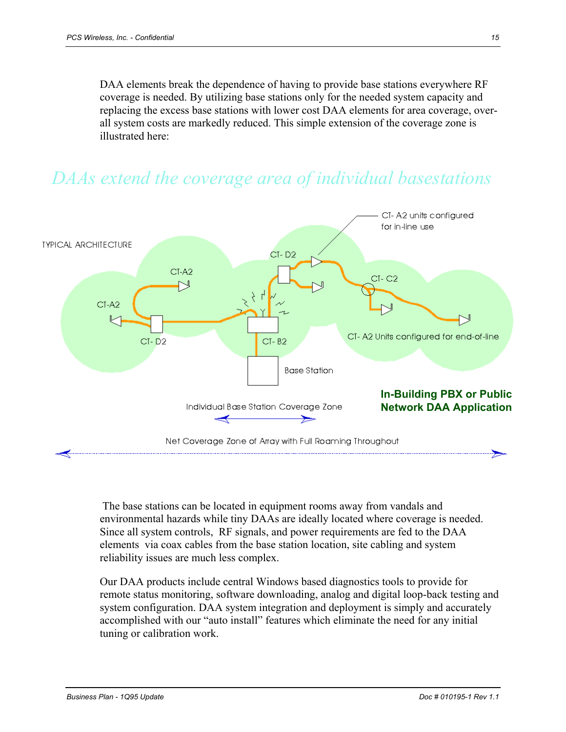DAA elements break the dependence of having to provide base stations everywhere RF coverage is needed. By utilizing base stations only for the needed system capacity and replacing the excess base stations with lower cost DAA elements for area coverage, over-all system costs are markedly reduced. This simple extension of the coverage zone is illustrated here:

## *DAAs extend the coverage area of individual basestations*

TYPICAL ARCHITECTURE

CT-A2 · CT-A2 · CT- D2 · CT- D2 · CT- B2 · Base Station · CT- A2 units configured for in-line use · CT- C2 · CT- A2 Units configured for end-of-line

Individual Base Station Coverage Zone

Net Coverage Zone of Array with Full Roaming Throughout

**In-Building PBX or Public Network DAA Application**

The base stations can be located in equipment rooms away from vandals and environmental hazards while tiny DAAs are ideally located where coverage is needed. Since all system controls, RF signals, and power requirements are fed to the DAA elements via coax cables from the base station location, site cabling and system reliability issues are much less complex.

Our DAA products include central Windows based diagnostics tools to provide for remote status monitoring, software downloading, analog and digital loop-back testing and system configuration. DAA system integration and deployment is simply and accurately accomplished with our "auto install" features which eliminate the need for any initial tuning or calibration work.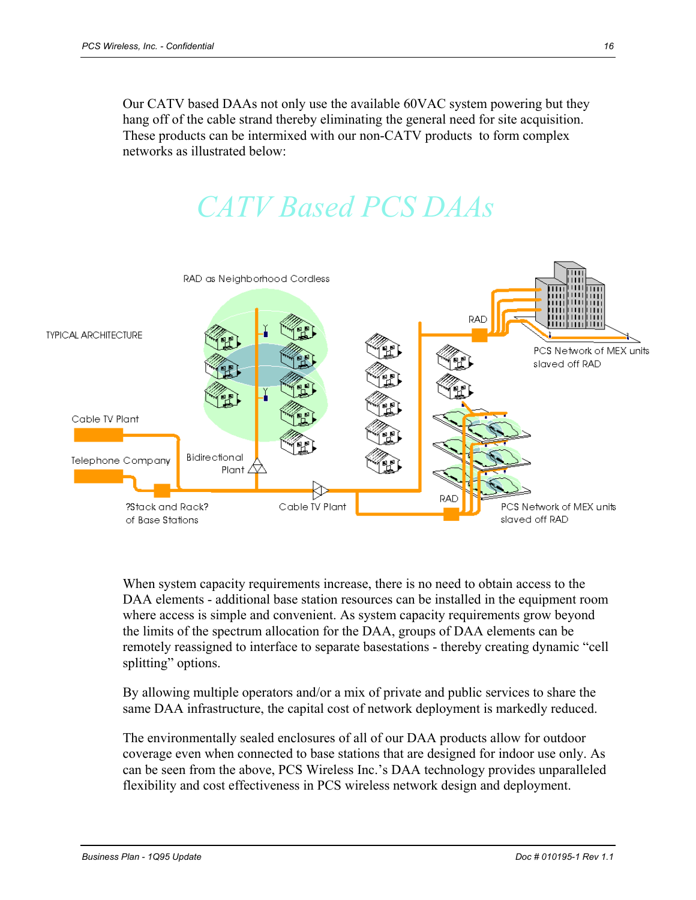Our CATV based DAAs not only use the available 60VAC system powering but they hang off of the cable strand thereby eliminating the general need for site acquisition. These products can be intermixed with our non-CATV products to form complex networks as illustrated below:

## CATV Based PCS DAAs

TYPICAL ARCHITECTURE

RAD as Neighborhood Cordless

Cable TV Plant

Telephone Company

Bidirectional Plant

?Stack and Rack? of Base Stations

Cable TV Plant

RAD

PCS Network of MEX units slaved off RAD

RAD

PCS Network of MEX units slaved off RAD

When system capacity requirements increase, there is no need to obtain access to the DAA elements - additional base station resources can be installed in the equipment room where access is simple and convenient. As system capacity requirements grow beyond the limits of the spectrum allocation for the DAA, groups of DAA elements can be remotely reassigned to interface to separate basestations - thereby creating dynamic "cell splitting" options.

By allowing multiple operators and/or a mix of private and public services to share the same DAA infrastructure, the capital cost of network deployment is markedly reduced.

The environmentally sealed enclosures of all of our DAA products allow for outdoor coverage even when connected to base stations that are designed for indoor use only. As can be seen from the above, PCS Wireless Inc.'s DAA technology provides unparalleled flexibility and cost effectiveness in PCS wireless network design and deployment.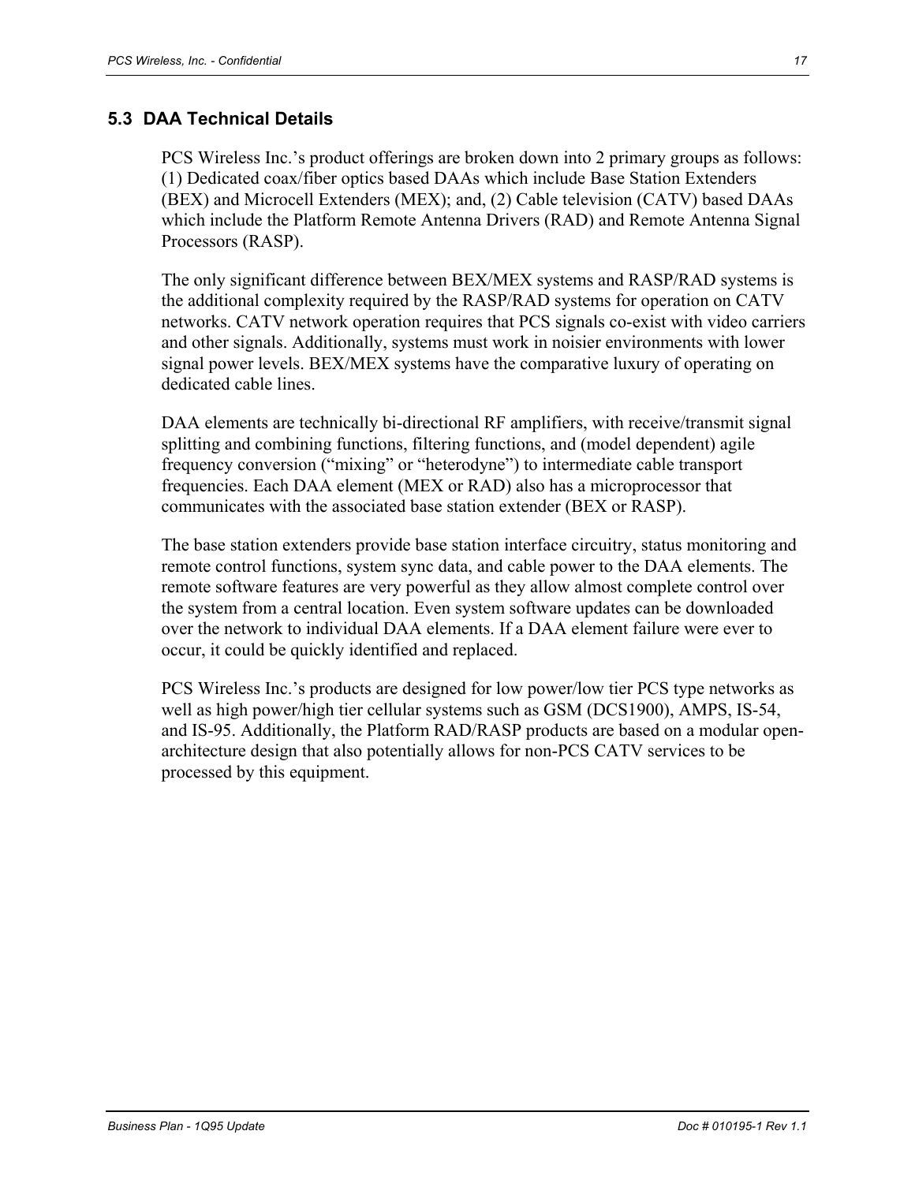## 5.3 DAA Technical Details

PCS Wireless Inc.'s product offerings are broken down into 2 primary groups as follows: (1) Dedicated coax/fiber optics based DAAs which include Base Station Extenders (BEX) and Microcell Extenders (MEX); and, (2) Cable television (CATV) based DAAs which include the Platform Remote Antenna Drivers (RAD) and Remote Antenna Signal Processors (RASP).

The only significant difference between BEX/MEX systems and RASP/RAD systems is the additional complexity required by the RASP/RAD systems for operation on CATV networks. CATV network operation requires that PCS signals co-exist with video carriers and other signals. Additionally, systems must work in noisier environments with lower signal power levels. BEX/MEX systems have the comparative luxury of operating on dedicated cable lines.

DAA elements are technically bi-directional RF amplifiers, with receive/transmit signal splitting and combining functions, filtering functions, and (model dependent) agile frequency conversion ("mixing" or "heterodyne") to intermediate cable transport frequencies. Each DAA element (MEX or RAD) also has a microprocessor that communicates with the associated base station extender (BEX or RASP).

The base station extenders provide base station interface circuitry, status monitoring and remote control functions, system sync data, and cable power to the DAA elements. The remote software features are very powerful as they allow almost complete control over the system from a central location. Even system software updates can be downloaded over the network to individual DAA elements. If a DAA element failure were ever to occur, it could be quickly identified and replaced.

PCS Wireless Inc.'s products are designed for low power/low tier PCS type networks as well as high power/high tier cellular systems such as GSM (DCS1900), AMPS, IS-54, and IS-95. Additionally, the Platform RAD/RASP products are based on a modular open-architecture design that also potentially allows for non-PCS CATV services to be processed by this equipment.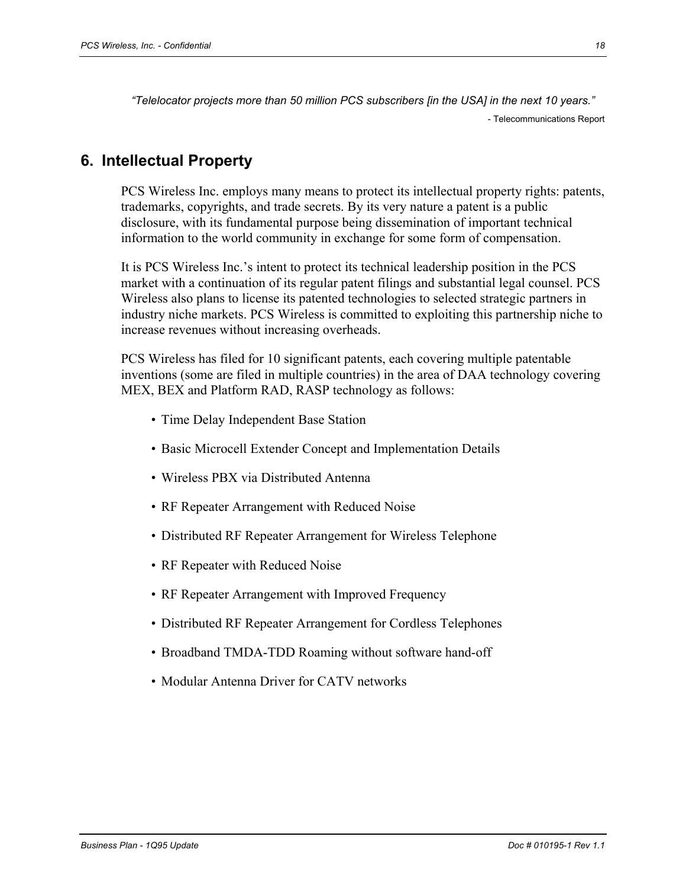*"Telelocator projects more than 50 million PCS subscribers [in the USA] in the next 10 years."*

- Telecommunications Report

## 6. Intellectual Property

PCS Wireless Inc. employs many means to protect its intellectual property rights: patents, trademarks, copyrights, and trade secrets. By its very nature a patent is a public disclosure, with its fundamental purpose being dissemination of important technical information to the world community in exchange for some form of compensation.

It is PCS Wireless Inc.'s intent to protect its technical leadership position in the PCS market with a continuation of its regular patent filings and substantial legal counsel. PCS Wireless also plans to license its patented technologies to selected strategic partners in industry niche markets. PCS Wireless is committed to exploiting this partnership niche to increase revenues without increasing overheads.

PCS Wireless has filed for 10 significant patents, each covering multiple patentable inventions (some are filed in multiple countries) in the area of DAA technology covering MEX, BEX and Platform RAD, RASP technology as follows:

- Time Delay Independent Base Station
- Basic Microcell Extender Concept and Implementation Details
- Wireless PBX via Distributed Antenna
- RF Repeater Arrangement with Reduced Noise
- Distributed RF Repeater Arrangement for Wireless Telephone
- RF Repeater with Reduced Noise
- RF Repeater Arrangement with Improved Frequency
- Distributed RF Repeater Arrangement for Cordless Telephones
- Broadband TMDA-TDD Roaming without software hand-off
- Modular Antenna Driver for CATV networks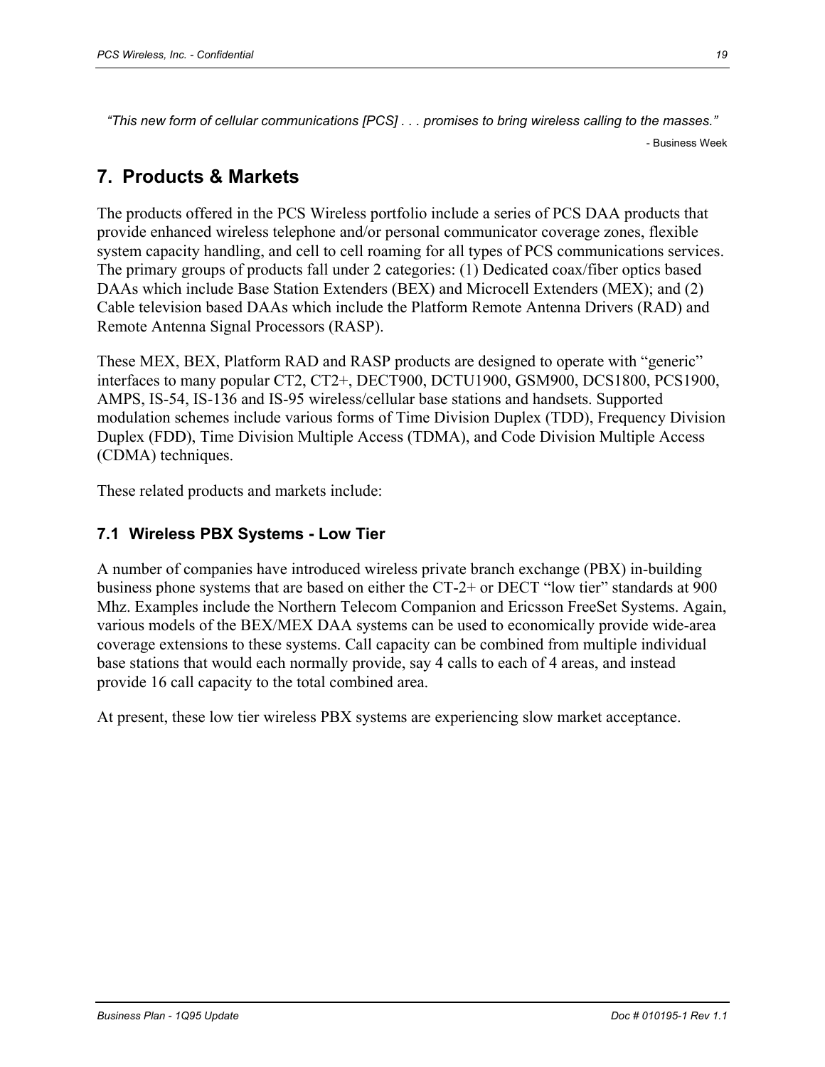*"This new form of cellular communications [PCS] . . . promises to bring wireless calling to the masses."*

- Business Week

## 7. Products & Markets

The products offered in the PCS Wireless portfolio include a series of PCS DAA products that provide enhanced wireless telephone and/or personal communicator coverage zones, flexible system capacity handling, and cell to cell roaming for all types of PCS communications services. The primary groups of products fall under 2 categories: (1) Dedicated coax/fiber optics based DAAs which include Base Station Extenders (BEX) and Microcell Extenders (MEX); and (2) Cable television based DAAs which include the Platform Remote Antenna Drivers (RAD) and Remote Antenna Signal Processors (RASP).

These MEX, BEX, Platform RAD and RASP products are designed to operate with "generic" interfaces to many popular CT2, CT2+, DECT900, DCTU1900, GSM900, DCS1800, PCS1900, AMPS, IS-54, IS-136 and IS-95 wireless/cellular base stations and handsets. Supported modulation schemes include various forms of Time Division Duplex (TDD), Frequency Division Duplex (FDD), Time Division Multiple Access (TDMA), and Code Division Multiple Access (CDMA) techniques.

These related products and markets include:

### 7.1 Wireless PBX Systems - Low Tier

A number of companies have introduced wireless private branch exchange (PBX) in-building business phone systems that are based on either the CT-2+ or DECT "low tier" standards at 900 Mhz. Examples include the Northern Telecom Companion and Ericsson FreeSet Systems. Again, various models of the BEX/MEX DAA systems can be used to economically provide wide-area coverage extensions to these systems. Call capacity can be combined from multiple individual base stations that would each normally provide, say 4 calls to each of 4 areas, and instead provide 16 call capacity to the total combined area.

At present, these low tier wireless PBX systems are experiencing slow market acceptance.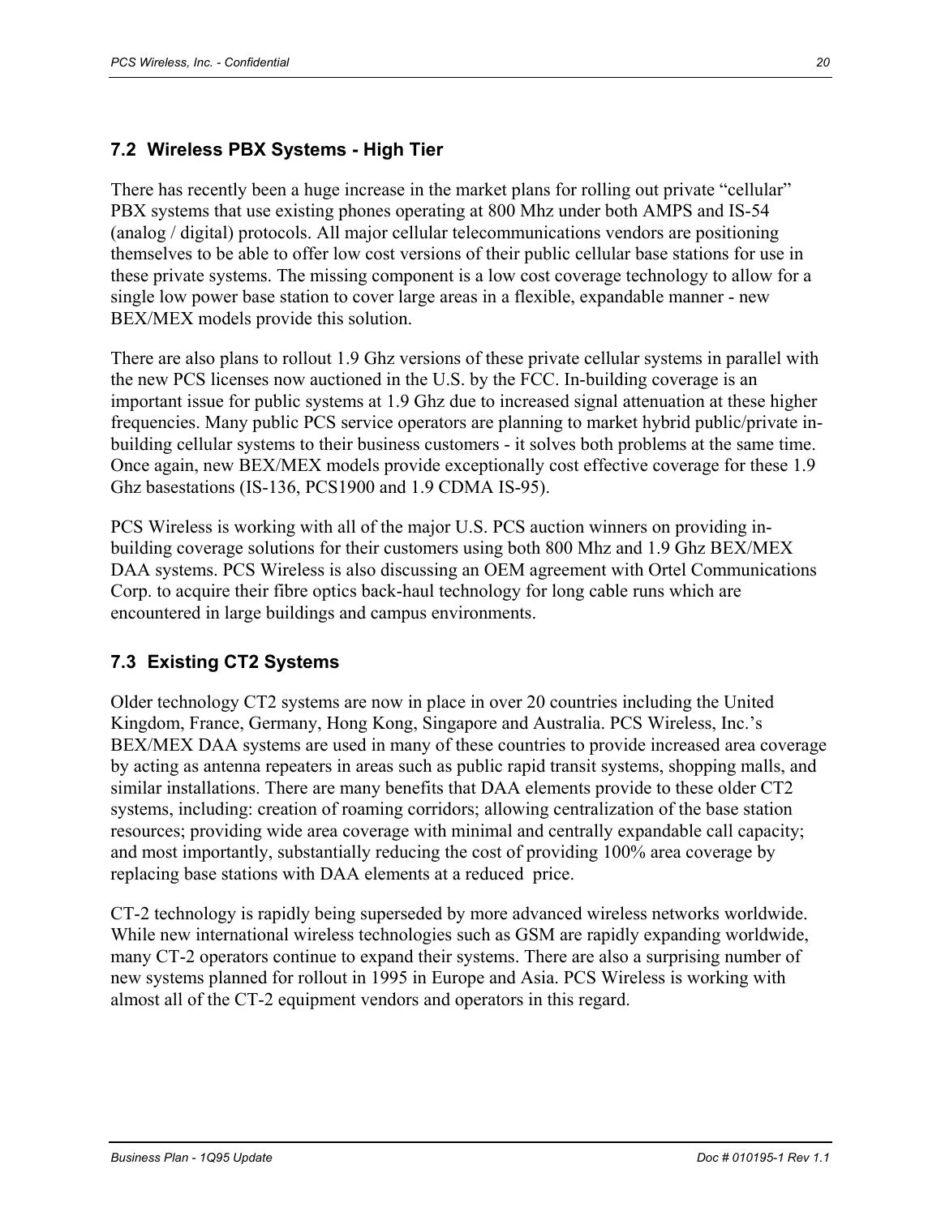## 7.2 Wireless PBX Systems - High Tier

There has recently been a huge increase in the market plans for rolling out private “cellular” PBX systems that use existing phones operating at 800 Mhz under both AMPS and IS-54 (analog / digital) protocols. All major cellular telecommunications vendors are positioning themselves to be able to offer low cost versions of their public cellular base stations for use in these private systems. The missing component is a low cost coverage technology to allow for a single low power base station to cover large areas in a flexible, expandable manner - new BEX/MEX models provide this solution.

There are also plans to rollout 1.9 Ghz versions of these private cellular systems in parallel with the new PCS licenses now auctioned in the U.S. by the FCC. In-building coverage is an important issue for public systems at 1.9 Ghz due to increased signal attenuation at these higher frequencies. Many public PCS service operators are planning to market hybrid public/private in-building cellular systems to their business customers - it solves both problems at the same time. Once again, new BEX/MEX models provide exceptionally cost effective coverage for these 1.9 Ghz basestations (IS-136, PCS1900 and 1.9 CDMA IS-95).

PCS Wireless is working with all of the major U.S. PCS auction winners on providing in-building coverage solutions for their customers using both 800 Mhz and 1.9 Ghz BEX/MEX DAA systems. PCS Wireless is also discussing an OEM agreement with Ortel Communications Corp. to acquire their fibre optics back-haul technology for long cable runs which are encountered in large buildings and campus environments.

## 7.3 Existing CT2 Systems

Older technology CT2 systems are now in place in over 20 countries including the United Kingdom, France, Germany, Hong Kong, Singapore and Australia. PCS Wireless, Inc.’s BEX/MEX DAA systems are used in many of these countries to provide increased area coverage by acting as antenna repeaters in areas such as public rapid transit systems, shopping malls, and similar installations. There are many benefits that DAA elements provide to these older CT2 systems, including: creation of roaming corridors; allowing centralization of the base station resources; providing wide area coverage with minimal and centrally expandable call capacity; and most importantly, substantially reducing the cost of providing 100% area coverage by replacing base stations with DAA elements at a reduced price.

CT-2 technology is rapidly being superseded by more advanced wireless networks worldwide. While new international wireless technologies such as GSM are rapidly expanding worldwide, many CT-2 operators continue to expand their systems. There are also a surprising number of new systems planned for rollout in 1995 in Europe and Asia. PCS Wireless is working with almost all of the CT-2 equipment vendors and operators in this regard.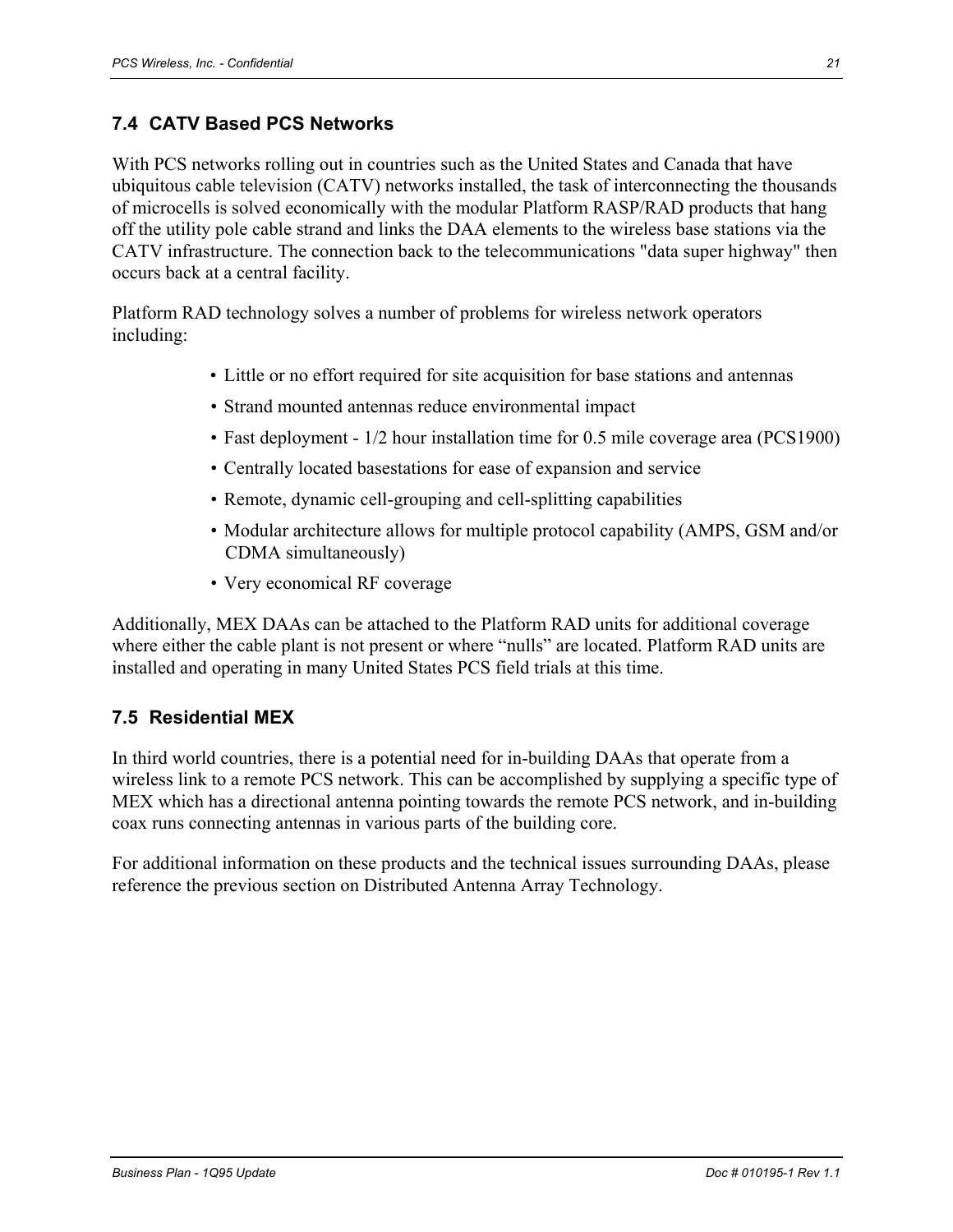### 7.4 CATV Based PCS Networks

With PCS networks rolling out in countries such as the United States and Canada that have ubiquitous cable television (CATV) networks installed, the task of interconnecting the thousands of microcells is solved economically with the modular Platform RASP/RAD products that hang off the utility pole cable strand and links the DAA elements to the wireless base stations via the CATV infrastructure. The connection back to the telecommunications "data super highway" then occurs back at a central facility.

Platform RAD technology solves a number of problems for wireless network operators including:

- Little or no effort required for site acquisition for base stations and antennas
- Strand mounted antennas reduce environmental impact
- Fast deployment - 1/2 hour installation time for 0.5 mile coverage area (PCS1900)
- Centrally located basestations for ease of expansion and service
- Remote, dynamic cell-grouping and cell-splitting capabilities
- Modular architecture allows for multiple protocol capability (AMPS, GSM and/or CDMA simultaneously)
- Very economical RF coverage

Additionally, MEX DAAs can be attached to the Platform RAD units for additional coverage where either the cable plant is not present or where “nulls” are located. Platform RAD units are installed and operating in many United States PCS field trials at this time.

### 7.5 Residential MEX

In third world countries, there is a potential need for in-building DAAs that operate from a wireless link to a remote PCS network. This can be accomplished by supplying a specific type of MEX which has a directional antenna pointing towards the remote PCS network, and in-building coax runs connecting antennas in various parts of the building core.

For additional information on these products and the technical issues surrounding DAAs, please reference the previous section on Distributed Antenna Array Technology.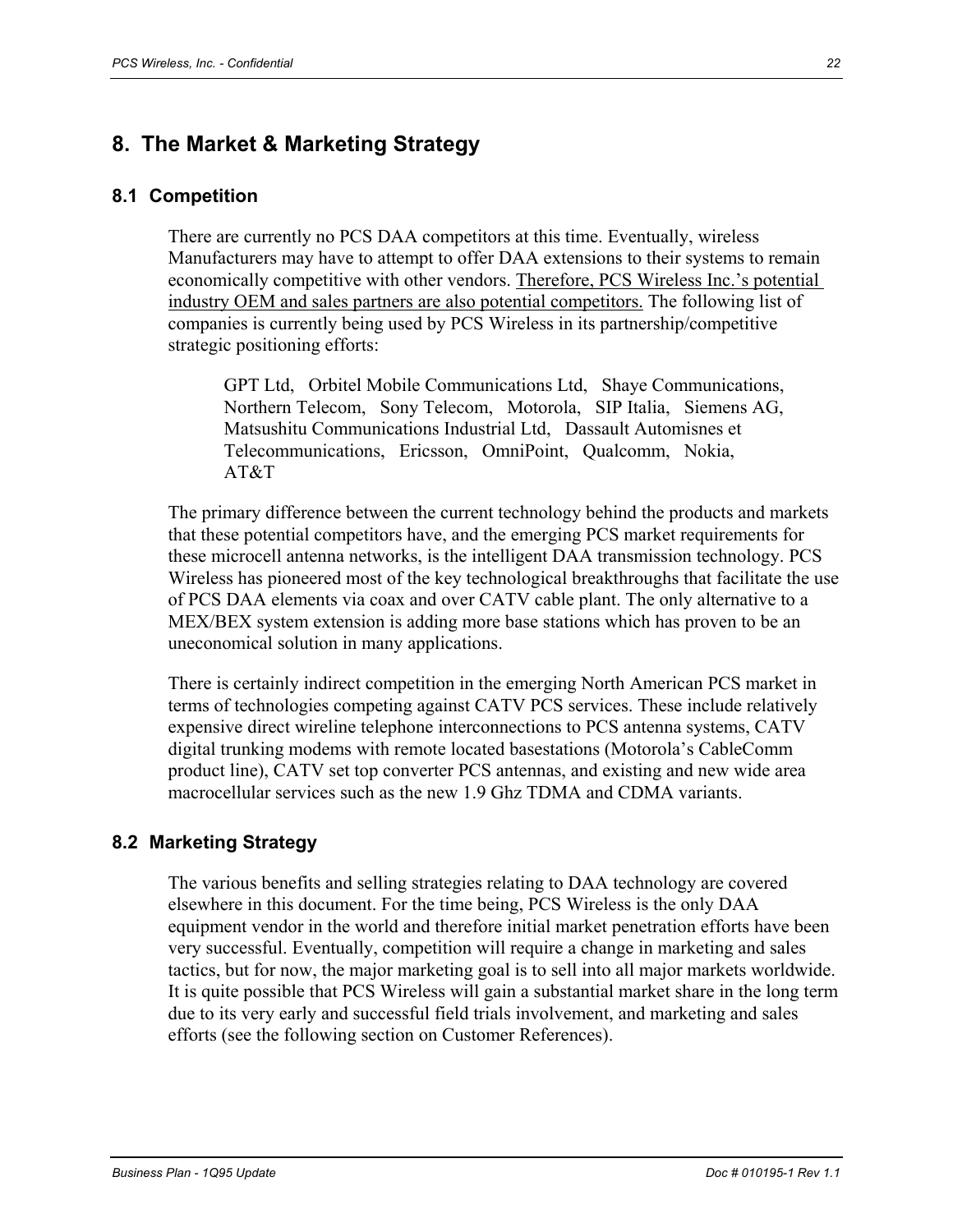# 8. The Market & Marketing Strategy

## 8.1 Competition

There are currently no PCS DAA competitors at this time. Eventually, wireless Manufacturers may have to attempt to offer DAA extensions to their systems to remain economically competitive with other vendors. <u>Therefore, PCS Wireless Inc.'s potential industry OEM and sales partners are also potential competitors.</u> The following list of companies is currently being used by PCS Wireless in its partnership/competitive strategic positioning efforts:

> GPT Ltd, Orbitel Mobile Communications Ltd, Shaye Communications, Northern Telecom, Sony Telecom, Motorola, SIP Italia, Siemens AG, Matsushitu Communications Industrial Ltd, Dassault Automisnes et Telecommunications, Ericsson, OmniPoint, Qualcomm, Nokia, AT&T

The primary difference between the current technology behind the products and markets that these potential competitors have, and the emerging PCS market requirements for these microcell antenna networks, is the intelligent DAA transmission technology. PCS Wireless has pioneered most of the key technological breakthroughs that facilitate the use of PCS DAA elements via coax and over CATV cable plant. The only alternative to a MEX/BEX system extension is adding more base stations which has proven to be an uneconomical solution in many applications.

There is certainly indirect competition in the emerging North American PCS market in terms of technologies competing against CATV PCS services. These include relatively expensive direct wireline telephone interconnections to PCS antenna systems, CATV digital trunking modems with remote located basestations (Motorola's CableComm product line), CATV set top converter PCS antennas, and existing and new wide area macrocellular services such as the new 1.9 Ghz TDMA and CDMA variants.

## 8.2 Marketing Strategy

The various benefits and selling strategies relating to DAA technology are covered elsewhere in this document. For the time being, PCS Wireless is the only DAA equipment vendor in the world and therefore initial market penetration efforts have been very successful. Eventually, competition will require a change in marketing and sales tactics, but for now, the major marketing goal is to sell into all major markets worldwide. It is quite possible that PCS Wireless will gain a substantial market share in the long term due to its very early and successful field trials involvement, and marketing and sales efforts (see the following section on Customer References).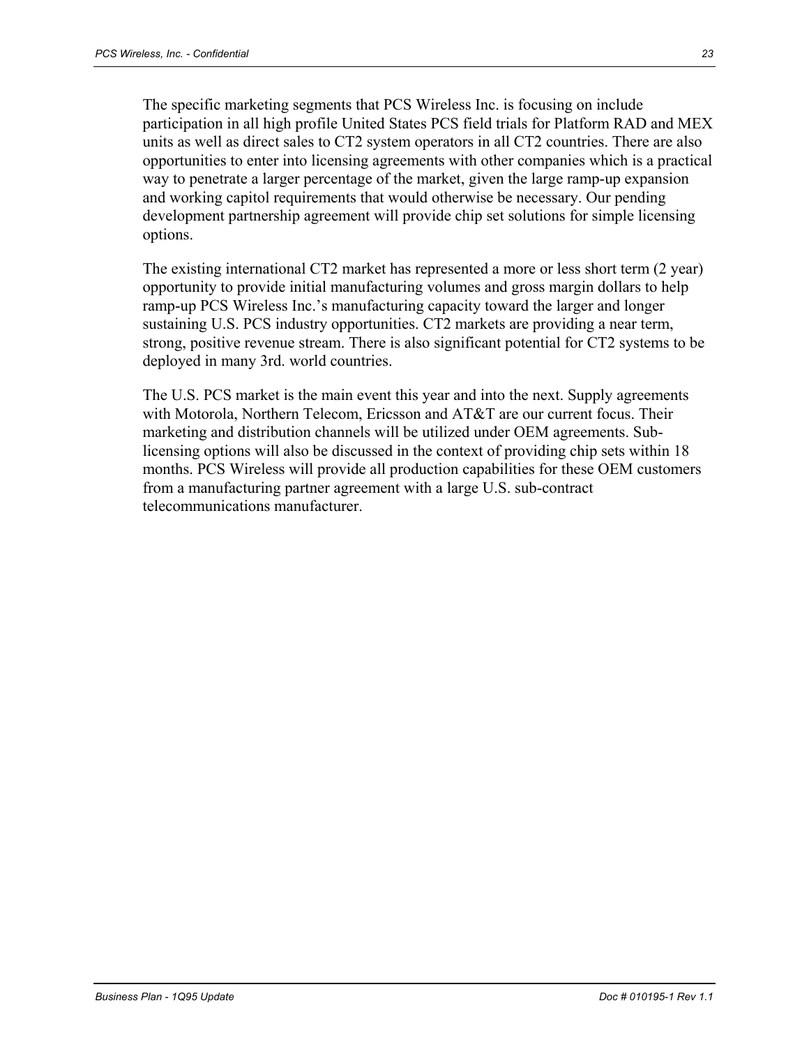The specific marketing segments that PCS Wireless Inc. is focusing on include participation in all high profile United States PCS field trials for Platform RAD and MEX units as well as direct sales to CT2 system operators in all CT2 countries. There are also opportunities to enter into licensing agreements with other companies which is a practical way to penetrate a larger percentage of the market, given the large ramp-up expansion and working capitol requirements that would otherwise be necessary. Our pending development partnership agreement will provide chip set solutions for simple licensing options.

The existing international CT2 market has represented a more or less short term (2 year) opportunity to provide initial manufacturing volumes and gross margin dollars to help ramp-up PCS Wireless Inc.'s manufacturing capacity toward the larger and longer sustaining U.S. PCS industry opportunities. CT2 markets are providing a near term, strong, positive revenue stream. There is also significant potential for CT2 systems to be deployed in many 3rd. world countries.

The U.S. PCS market is the main event this year and into the next. Supply agreements with Motorola, Northern Telecom, Ericsson and AT&T are our current focus. Their marketing and distribution channels will be utilized under OEM agreements. Sub-licensing options will also be discussed in the context of providing chip sets within 18 months. PCS Wireless will provide all production capabilities for these OEM customers from a manufacturing partner agreement with a large U.S. sub-contract telecommunications manufacturer.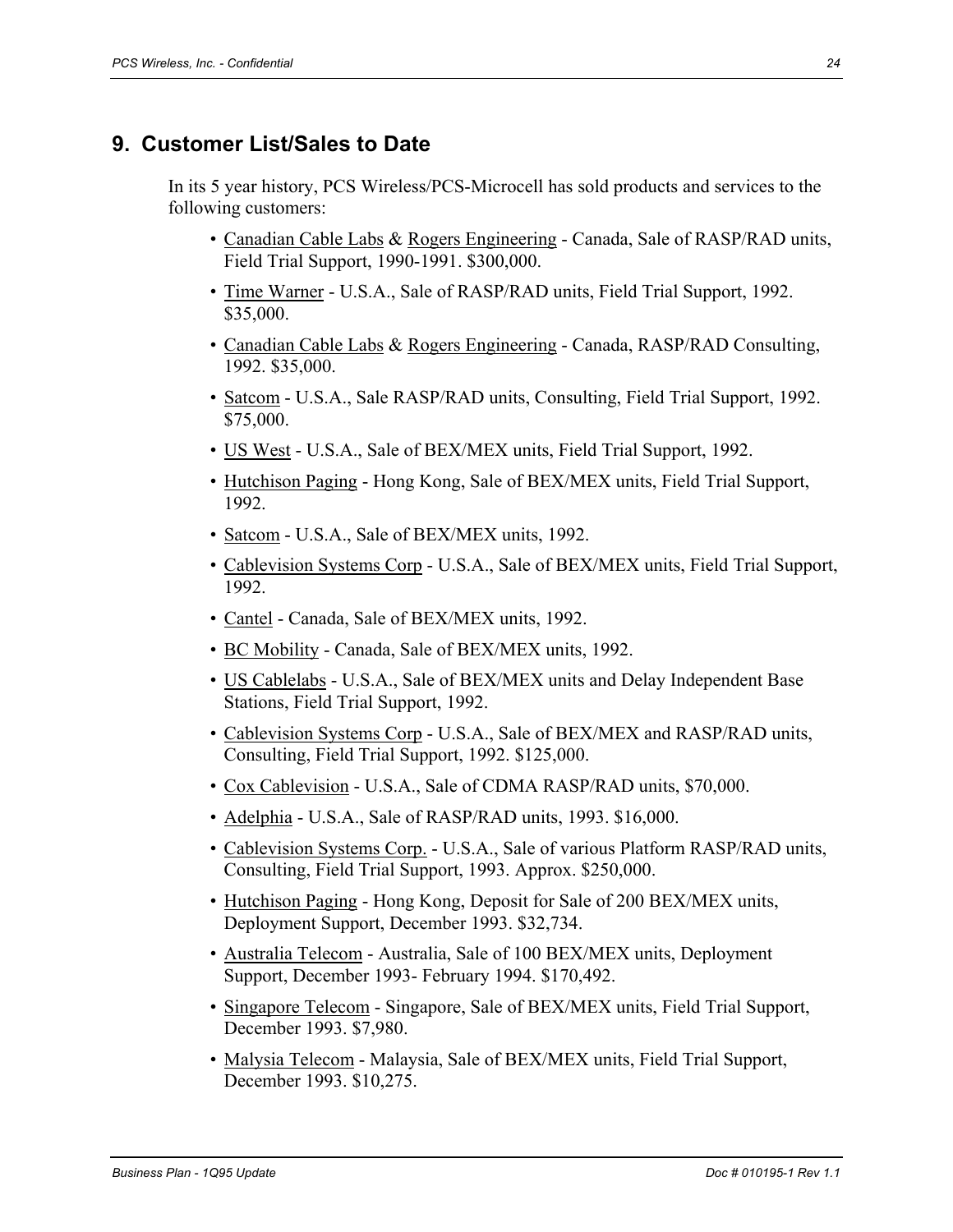## 9. Customer List/Sales to Date

In its 5 year history, PCS Wireless/PCS-Microcell has sold products and services to the following customers:

- Canadian Cable Labs & Rogers Engineering - Canada, Sale of RASP/RAD units, Field Trial Support, 1990-1991. $300,000.
- Time Warner - U.S.A., Sale of RASP/RAD units, Field Trial Support, 1992. $35,000.
- Canadian Cable Labs & Rogers Engineering - Canada, RASP/RAD Consulting, 1992. $35,000.
- Satcom - U.S.A., Sale RASP/RAD units, Consulting, Field Trial Support, 1992. $75,000.
- US West - U.S.A., Sale of BEX/MEX units, Field Trial Support, 1992.
- Hutchison Paging - Hong Kong, Sale of BEX/MEX units, Field Trial Support, 1992.
- Satcom - U.S.A., Sale of BEX/MEX units, 1992.
- Cablevision Systems Corp - U.S.A., Sale of BEX/MEX units, Field Trial Support, 1992.
- Cantel - Canada, Sale of BEX/MEX units, 1992.
- BC Mobility - Canada, Sale of BEX/MEX units, 1992.
- US Cablelabs - U.S.A., Sale of BEX/MEX units and Delay Independent Base Stations, Field Trial Support, 1992.
- Cablevision Systems Corp - U.S.A., Sale of BEX/MEX and RASP/RAD units, Consulting, Field Trial Support, 1992. $125,000.
- Cox Cablevision - U.S.A., Sale of CDMA RASP/RAD units, $70,000.
- Adelphia - U.S.A., Sale of RASP/RAD units, 1993. $16,000.
- Cablevision Systems Corp. - U.S.A., Sale of various Platform RASP/RAD units, Consulting, Field Trial Support, 1993. Approx. $250,000.
- Hutchison Paging - Hong Kong, Deposit for Sale of 200 BEX/MEX units, Deployment Support, December 1993. $32,734.
- Australia Telecom - Australia, Sale of 100 BEX/MEX units, Deployment Support, December 1993- February 1994. $170,492.
- Singapore Telecom - Singapore, Sale of BEX/MEX units, Field Trial Support, December 1993. $7,980.
- Malysia Telecom - Malaysia, Sale of BEX/MEX units, Field Trial Support, December 1993. $10,275.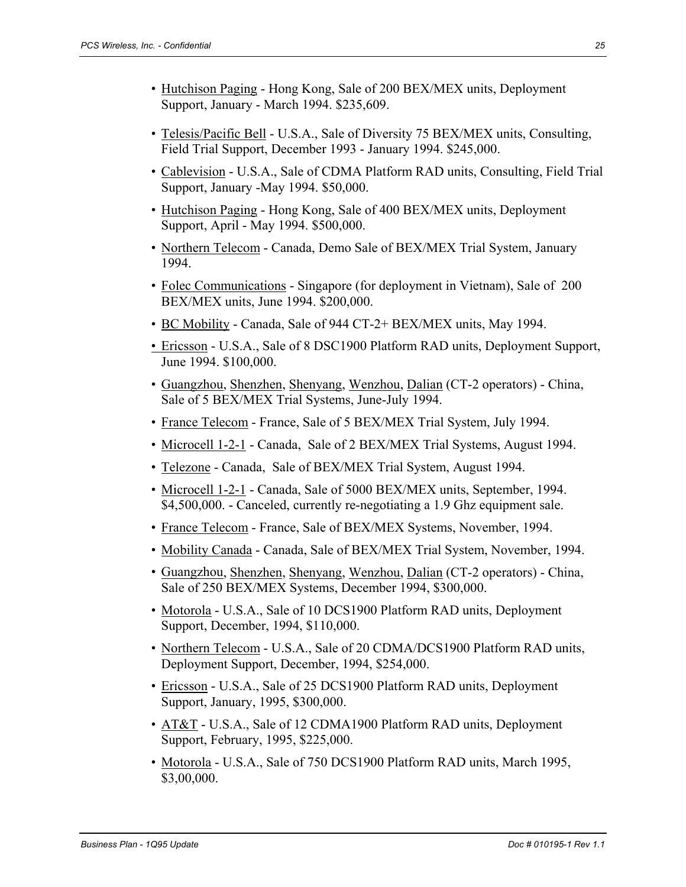- Hutchison Paging - Hong Kong, Sale of 200 BEX/MEX units, Deployment Support, January - March 1994. $235,609.
- Telesis/Pacific Bell - U.S.A., Sale of Diversity 75 BEX/MEX units, Consulting, Field Trial Support, December 1993 - January 1994. $245,000.
- Cablevision - U.S.A., Sale of CDMA Platform RAD units, Consulting, Field Trial Support, January -May 1994. $50,000.
- Hutchison Paging - Hong Kong, Sale of 400 BEX/MEX units, Deployment Support, April - May 1994. $500,000.
- Northern Telecom - Canada, Demo Sale of BEX/MEX Trial System, January 1994.
- Folec Communications - Singapore (for deployment in Vietnam), Sale of 200 BEX/MEX units, June 1994. $200,000.
- BC Mobility - Canada, Sale of 944 CT-2+ BEX/MEX units, May 1994.
- Ericsson - U.S.A., Sale of 8 DSC1900 Platform RAD units, Deployment Support, June 1994. $100,000.
- Guangzhou, Shenzhen, Shenyang, Wenzhou, Dalian (CT-2 operators) - China, Sale of 5 BEX/MEX Trial Systems, June-July 1994.
- France Telecom - France, Sale of 5 BEX/MEX Trial System, July 1994.
- Microcell 1-2-1 - Canada, Sale of 2 BEX/MEX Trial Systems, August 1994.
- Telezone - Canada, Sale of BEX/MEX Trial System, August 1994.
- Microcell 1-2-1 - Canada, Sale of 5000 BEX/MEX units, September, 1994. $4,500,000. - Canceled, currently re-negotiating a 1.9 Ghz equipment sale.
- France Telecom - France, Sale of BEX/MEX Systems, November, 1994.
- Mobility Canada - Canada, Sale of BEX/MEX Trial System, November, 1994.
- Guangzhou, Shenzhen, Shenyang, Wenzhou, Dalian (CT-2 operators) - China, Sale of 250 BEX/MEX Systems, December 1994, $300,000.
- Motorola - U.S.A., Sale of 10 DCS1900 Platform RAD units, Deployment Support, December, 1994, $110,000.
- Northern Telecom - U.S.A., Sale of 20 CDMA/DCS1900 Platform RAD units, Deployment Support, December, 1994, $254,000.
- Ericsson - U.S.A., Sale of 25 DCS1900 Platform RAD units, Deployment Support, January, 1995, $300,000.
- AT&T - U.S.A., Sale of 12 CDMA1900 Platform RAD units, Deployment Support, February, 1995, $225,000.
- Motorola - U.S.A., Sale of 750 DCS1900 Platform RAD units, March 1995, $3,00,000.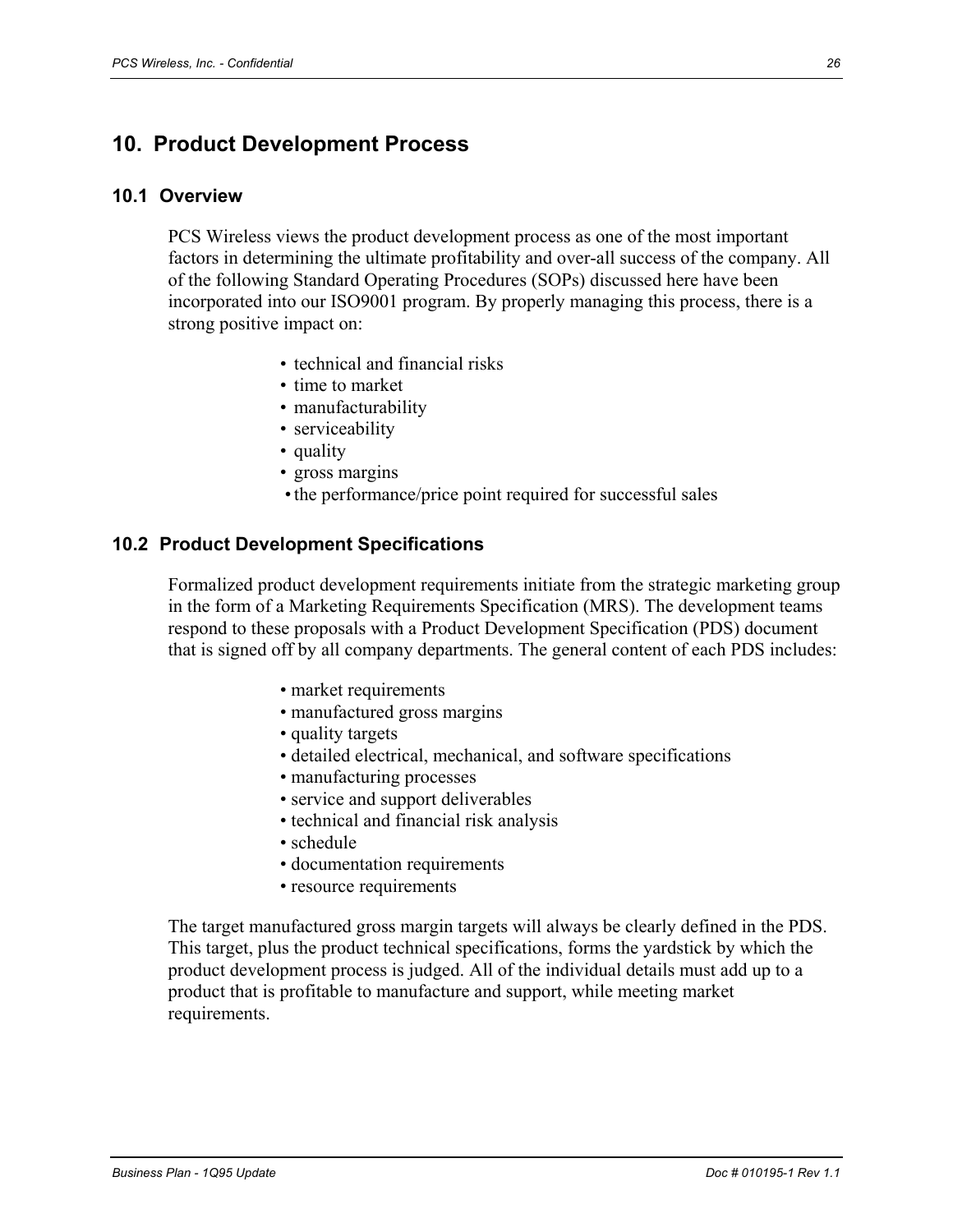# 10. Product Development Process

## 10.1 Overview

PCS Wireless views the product development process as one of the most important factors in determining the ultimate profitability and over-all success of the company. All of the following Standard Operating Procedures (SOPs) discussed here have been incorporated into our ISO9001 program. By properly managing this process, there is a strong positive impact on:

- technical and financial risks
- time to market
- manufacturability
- serviceability
- quality
- gross margins
- the performance/price point required for successful sales

## 10.2 Product Development Specifications

Formalized product development requirements initiate from the strategic marketing group in the form of a Marketing Requirements Specification (MRS). The development teams respond to these proposals with a Product Development Specification (PDS) document that is signed off by all company departments. The general content of each PDS includes:

- market requirements
- manufactured gross margins
- quality targets
- detailed electrical, mechanical, and software specifications
- manufacturing processes
- service and support deliverables
- technical and financial risk analysis
- schedule
- documentation requirements
- resource requirements

The target manufactured gross margin targets will always be clearly defined in the PDS. This target, plus the product technical specifications, forms the yardstick by which the product development process is judged. All of the individual details must add up to a product that is profitable to manufacture and support, while meeting market requirements.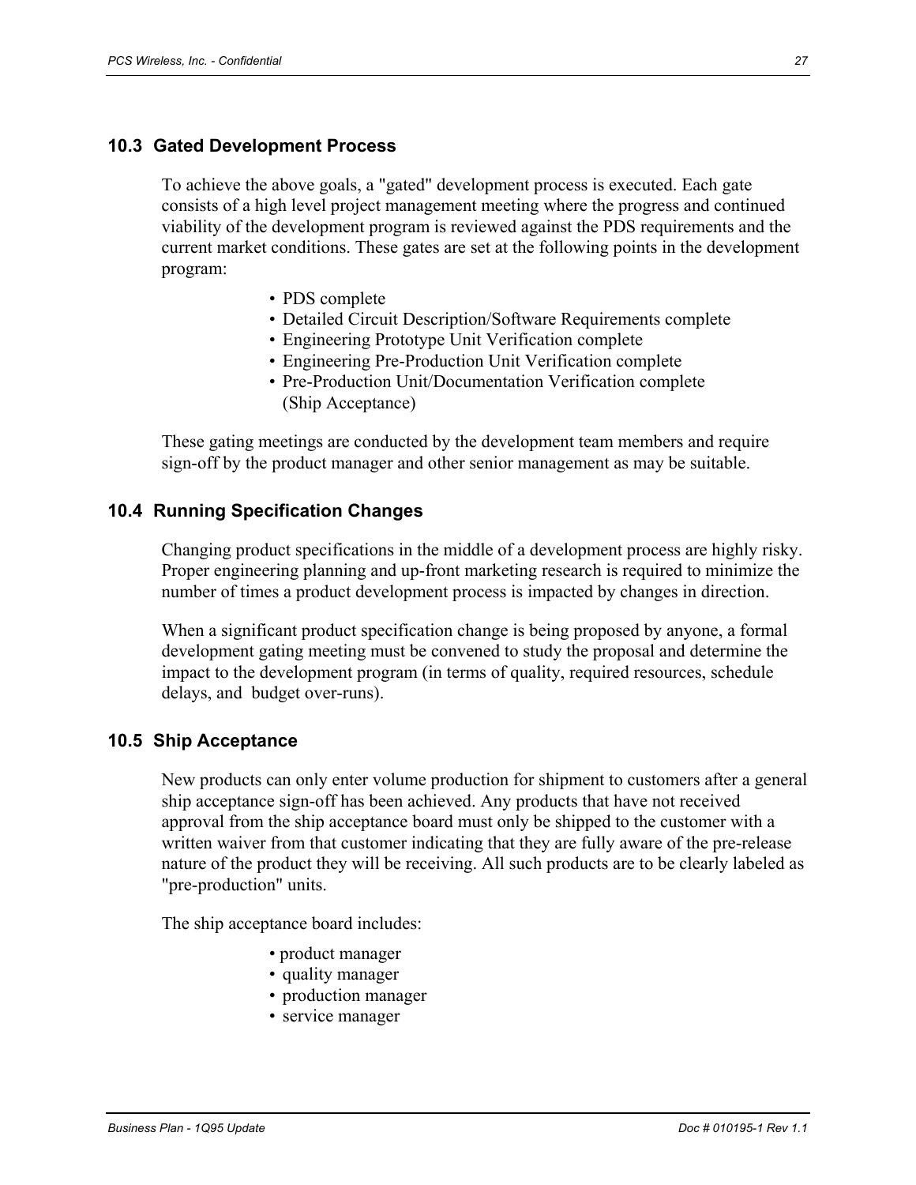## 10.3 Gated Development Process

To achieve the above goals, a "gated" development process is executed. Each gate consists of a high level project management meeting where the progress and continued viability of the development program is reviewed against the PDS requirements and the current market conditions. These gates are set at the following points in the development program:

- PDS complete
- Detailed Circuit Description/Software Requirements complete
- Engineering Prototype Unit Verification complete
- Engineering Pre-Production Unit Verification complete
- Pre-Production Unit/Documentation Verification complete (Ship Acceptance)

These gating meetings are conducted by the development team members and require sign-off by the product manager and other senior management as may be suitable.

## 10.4 Running Specification Changes

Changing product specifications in the middle of a development process are highly risky. Proper engineering planning and up-front marketing research is required to minimize the number of times a product development process is impacted by changes in direction.

When a significant product specification change is being proposed by anyone, a formal development gating meeting must be convened to study the proposal and determine the impact to the development program (in terms of quality, required resources, schedule delays, and budget over-runs).

## 10.5 Ship Acceptance

New products can only enter volume production for shipment to customers after a general ship acceptance sign-off has been achieved. Any products that have not received approval from the ship acceptance board must only be shipped to the customer with a written waiver from that customer indicating that they are fully aware of the pre-release nature of the product they will be receiving. All such products are to be clearly labeled as "pre-production" units.

The ship acceptance board includes:

- product manager
- quality manager
- production manager
- service manager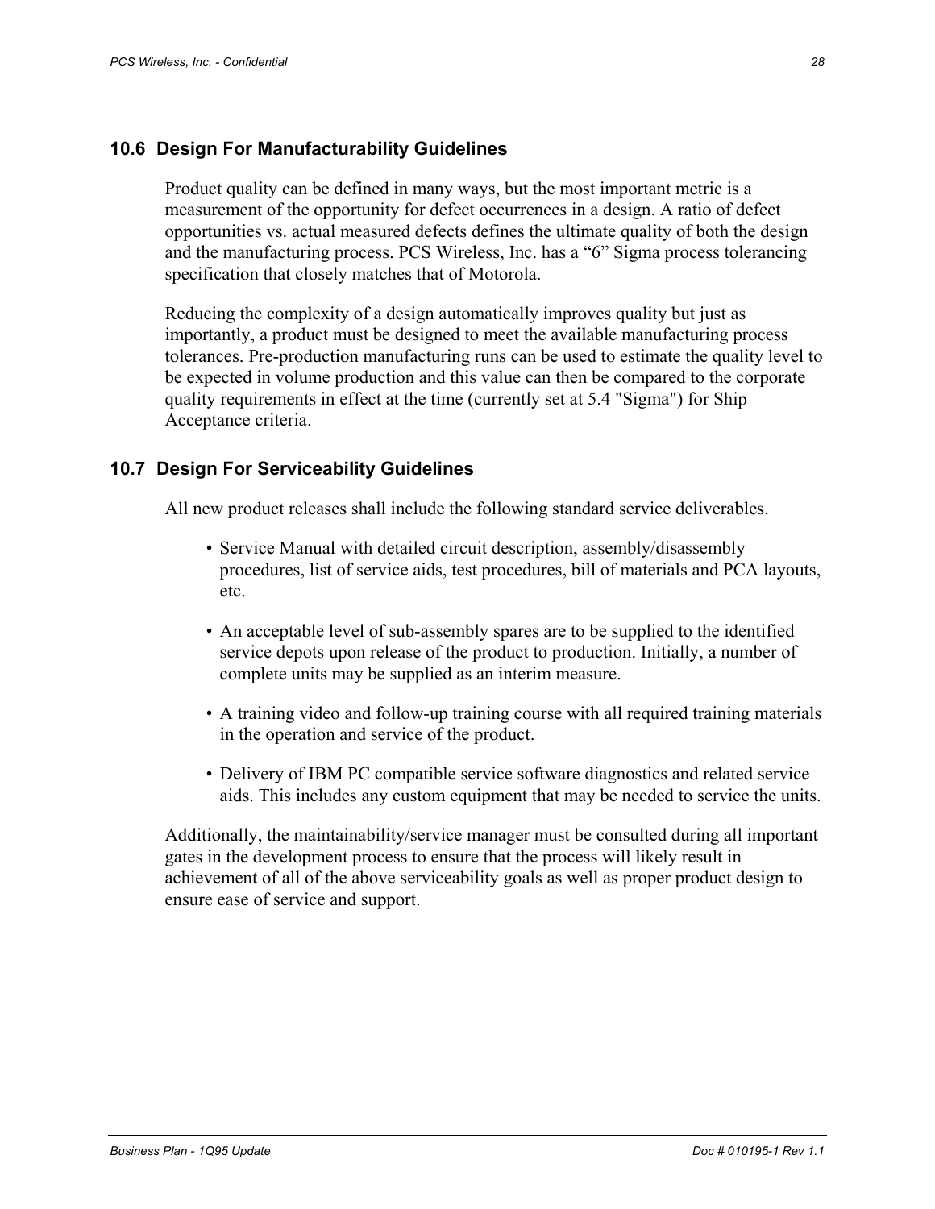## 10.6 Design For Manufacturability Guidelines

Product quality can be defined in many ways, but the most important metric is a measurement of the opportunity for defect occurrences in a design. A ratio of defect opportunities vs. actual measured defects defines the ultimate quality of both the design and the manufacturing process. PCS Wireless, Inc. has a "6" Sigma process tolerancing specification that closely matches that of Motorola.

Reducing the complexity of a design automatically improves quality but just as importantly, a product must be designed to meet the available manufacturing process tolerances. Pre-production manufacturing runs can be used to estimate the quality level to be expected in volume production and this value can then be compared to the corporate quality requirements in effect at the time (currently set at 5.4 "Sigma") for Ship Acceptance criteria.

## 10.7 Design For Serviceability Guidelines

All new product releases shall include the following standard service deliverables.

- Service Manual with detailed circuit description, assembly/disassembly procedures, list of service aids, test procedures, bill of materials and PCA layouts, etc.
- An acceptable level of sub-assembly spares are to be supplied to the identified service depots upon release of the product to production. Initially, a number of complete units may be supplied as an interim measure.
- A training video and follow-up training course with all required training materials in the operation and service of the product.
- Delivery of IBM PC compatible service software diagnostics and related service aids. This includes any custom equipment that may be needed to service the units.

Additionally, the maintainability/service manager must be consulted during all important gates in the development process to ensure that the process will likely result in achievement of all of the above serviceability goals as well as proper product design to ensure ease of service and support.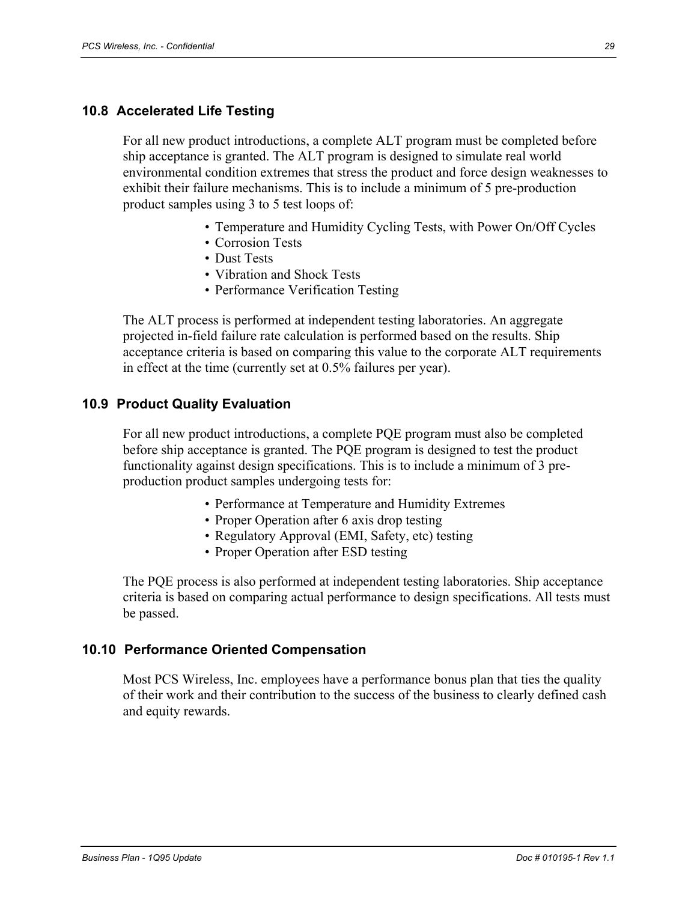## 10.8 Accelerated Life Testing

For all new product introductions, a complete ALT program must be completed before ship acceptance is granted. The ALT program is designed to simulate real world environmental condition extremes that stress the product and force design weaknesses to exhibit their failure mechanisms. This is to include a minimum of 5 pre-production product samples using 3 to 5 test loops of:

- Temperature and Humidity Cycling Tests, with Power On/Off Cycles
- Corrosion Tests
- Dust Tests
- Vibration and Shock Tests
- Performance Verification Testing

The ALT process is performed at independent testing laboratories. An aggregate projected in-field failure rate calculation is performed based on the results. Ship acceptance criteria is based on comparing this value to the corporate ALT requirements in effect at the time (currently set at 0.5% failures per year).

## 10.9 Product Quality Evaluation

For all new product introductions, a complete PQE program must also be completed before ship acceptance is granted. The PQE program is designed to test the product functionality against design specifications. This is to include a minimum of 3 pre-production product samples undergoing tests for:

- Performance at Temperature and Humidity Extremes
- Proper Operation after 6 axis drop testing
- Regulatory Approval (EMI, Safety, etc) testing
- Proper Operation after ESD testing

The PQE process is also performed at independent testing laboratories. Ship acceptance criteria is based on comparing actual performance to design specifications. All tests must be passed.

## 10.10 Performance Oriented Compensation

Most PCS Wireless, Inc. employees have a performance bonus plan that ties the quality of their work and their contribution to the success of the business to clearly defined cash and equity rewards.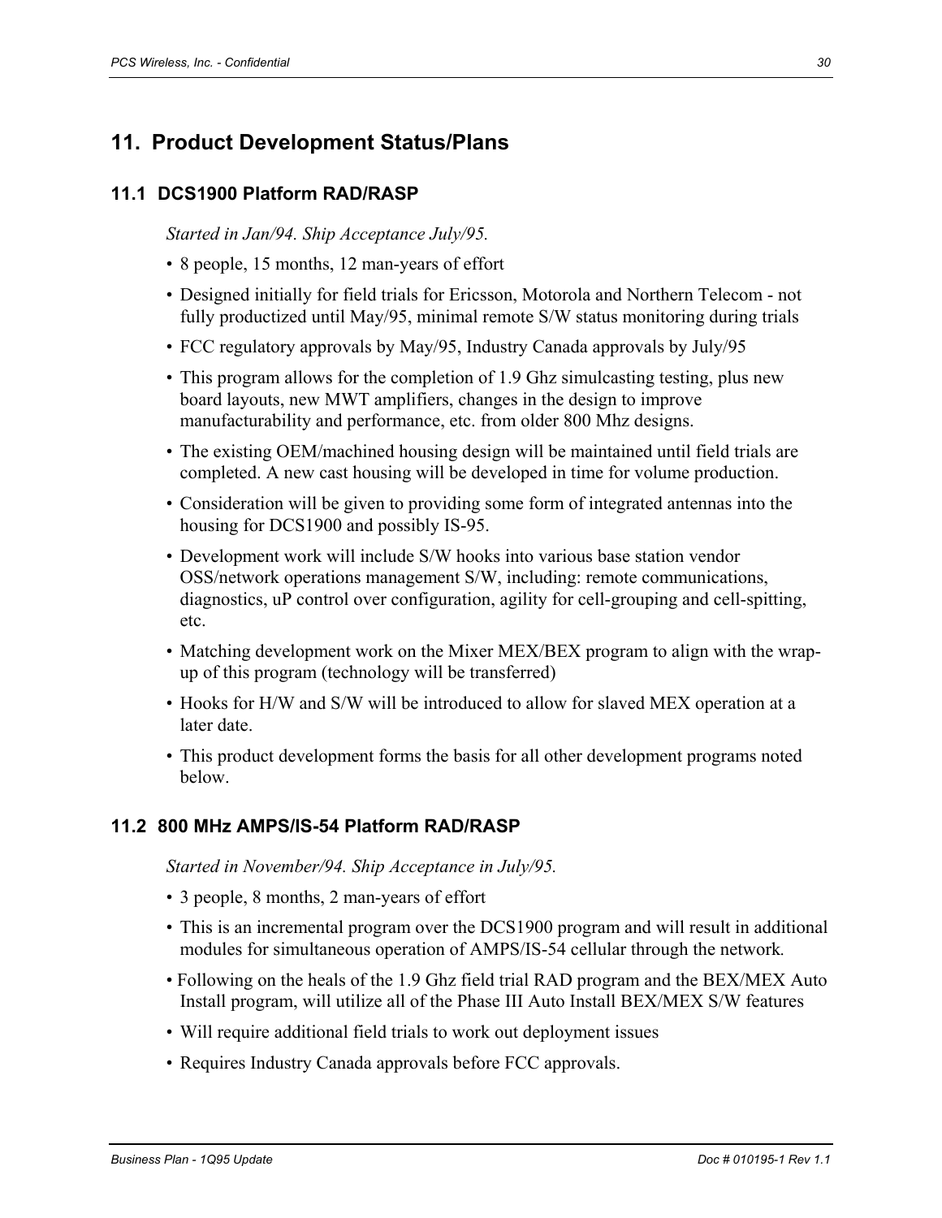# 11. Product Development Status/Plans

## 11.1 DCS1900 Platform RAD/RASP

*Started in Jan/94. Ship Acceptance July/95.*

- 8 people, 15 months, 12 man-years of effort
- Designed initially for field trials for Ericsson, Motorola and Northern Telecom - not fully productized until May/95, minimal remote S/W status monitoring during trials
- FCC regulatory approvals by May/95, Industry Canada approvals by July/95
- This program allows for the completion of 1.9 Ghz simulcasting testing, plus new board layouts, new MWT amplifiers, changes in the design to improve manufacturability and performance, etc. from older 800 Mhz designs.
- The existing OEM/machined housing design will be maintained until field trials are completed. A new cast housing will be developed in time for volume production.
- Consideration will be given to providing some form of integrated antennas into the housing for DCS1900 and possibly IS-95.
- Development work will include S/W hooks into various base station vendor OSS/network operations management S/W, including: remote communications, diagnostics, uP control over configuration, agility for cell-grouping and cell-spitting, etc.
- Matching development work on the Mixer MEX/BEX program to align with the wrap-up of this program (technology will be transferred)
- Hooks for H/W and S/W will be introduced to allow for slaved MEX operation at a later date.
- This product development forms the basis for all other development programs noted below.

## 11.2 800 MHz AMPS/IS-54 Platform RAD/RASP

*Started in November/94. Ship Acceptance in July/95.*

- 3 people, 8 months, 2 man-years of effort
- This is an incremental program over the DCS1900 program and will result in additional modules for simultaneous operation of AMPS/IS-54 cellular through the network.
- Following on the heals of the 1.9 Ghz field trial RAD program and the BEX/MEX Auto Install program, will utilize all of the Phase III Auto Install BEX/MEX S/W features
- Will require additional field trials to work out deployment issues
- Requires Industry Canada approvals before FCC approvals.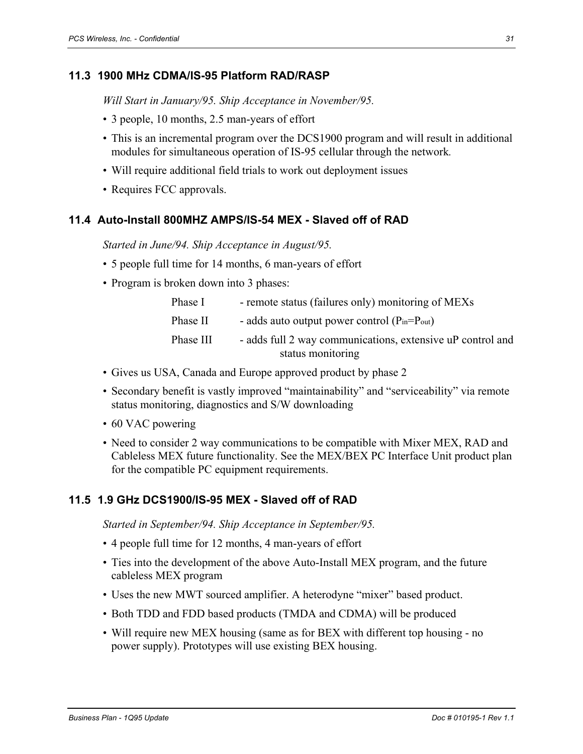### 11.3 1900 MHz CDMA/IS-95 Platform RAD/RASP

*Will Start in January/95. Ship Acceptance in November/95.*

- 3 people, 10 months, 2.5 man-years of effort
- This is an incremental program over the DCS1900 program and will result in additional modules for simultaneous operation of IS-95 cellular through the network.
- Will require additional field trials to work out deployment issues
- Requires FCC approvals.

### 11.4 Auto-Install 800MHZ AMPS/IS-54 MEX - Slaved off of RAD

*Started in June/94. Ship Acceptance in August/95.*

- 5 people full time for 14 months, 6 man-years of effort
- Program is broken down into 3 phases:

  Phase I - remote status (failures only) monitoring of MEXs

  Phase II - adds auto output power control ($P_{in}=P_{out}$)

  Phase III - adds full 2 way communications, extensive uP control and status monitoring

- Gives us USA, Canada and Europe approved product by phase 2
- Secondary benefit is vastly improved "maintainability" and "serviceability" via remote status monitoring, diagnostics and S/W downloading
- 60 VAC powering
- Need to consider 2 way communications to be compatible with Mixer MEX, RAD and Cableless MEX future functionality. See the MEX/BEX PC Interface Unit product plan for the compatible PC equipment requirements.

### 11.5 1.9 GHz DCS1900/IS-95 MEX - Slaved off of RAD

*Started in September/94. Ship Acceptance in September/95.*

- 4 people full time for 12 months, 4 man-years of effort
- Ties into the development of the above Auto-Install MEX program, and the future cableless MEX program
- Uses the new MWT sourced amplifier. A heterodyne "mixer" based product.
- Both TDD and FDD based products (TMDA and CDMA) will be produced
- Will require new MEX housing (same as for BEX with different top housing - no power supply). Prototypes will use existing BEX housing.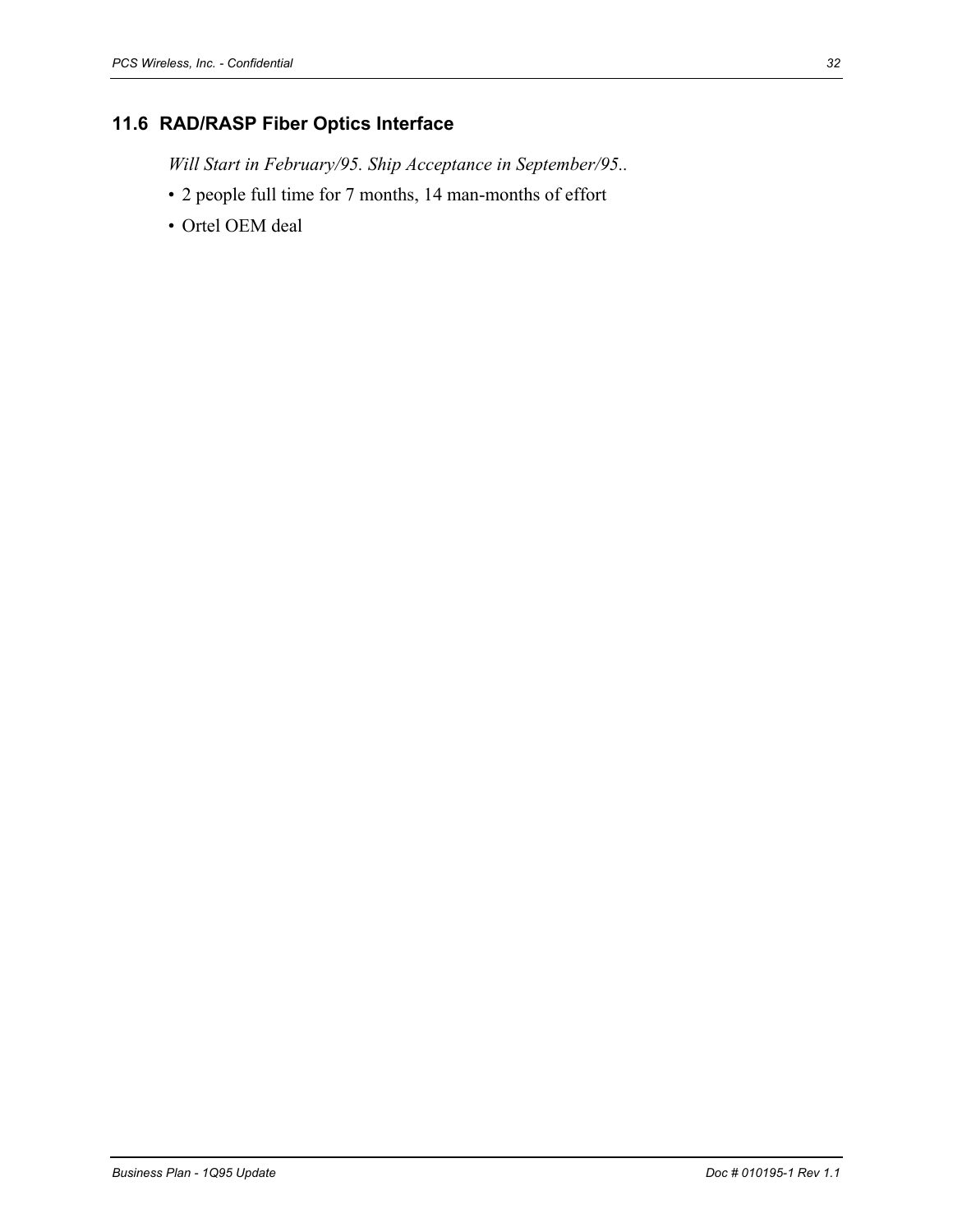## 11.6 RAD/RASP Fiber Optics Interface

*Will Start in February/95. Ship Acceptance in September/95..*

- 2 people full time for 7 months, 14 man-months of effort
- Ortel OEM deal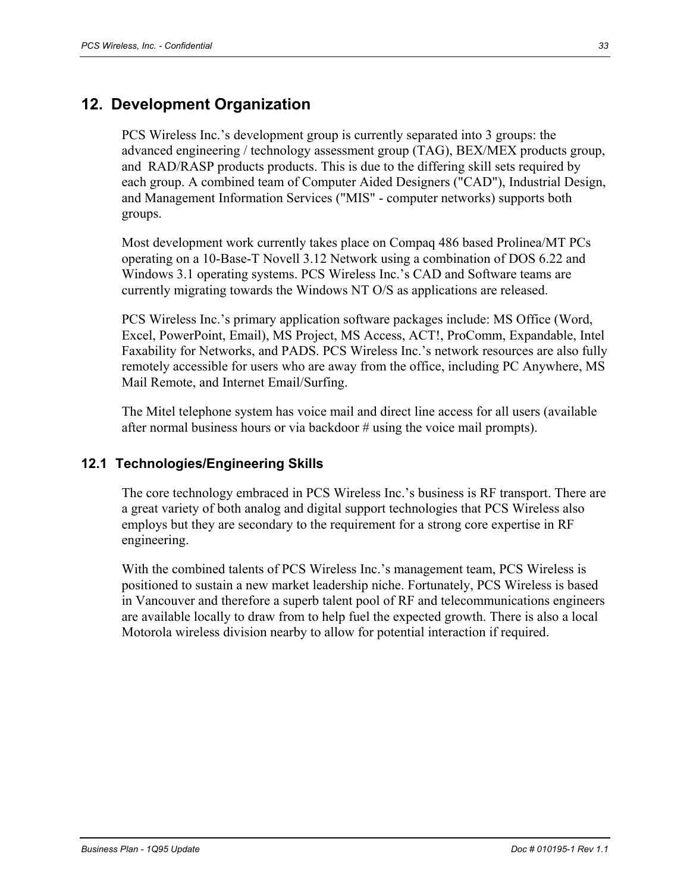## 12. Development Organization

PCS Wireless Inc.'s development group is currently separated into 3 groups: the advanced engineering / technology assessment group (TAG), BEX/MEX products group, and RAD/RASP products products. This is due to the differing skill sets required by each group. A combined team of Computer Aided Designers ("CAD"), Industrial Design, and Management Information Services ("MIS" - computer networks) supports both groups.

Most development work currently takes place on Compaq 486 based Prolinea/MT PCs operating on a 10-Base-T Novell 3.12 Network using a combination of DOS 6.22 and Windows 3.1 operating systems. PCS Wireless Inc.'s CAD and Software teams are currently migrating towards the Windows NT O/S as applications are released.

PCS Wireless Inc.'s primary application software packages include: MS Office (Word, Excel, PowerPoint, Email), MS Project, MS Access, ACT!, ProComm, Expandable, Intel Faxability for Networks, and PADS. PCS Wireless Inc.'s network resources are also fully remotely accessible for users who are away from the office, including PC Anywhere, MS Mail Remote, and Internet Email/Surfing.

The Mitel telephone system has voice mail and direct line access for all users (available after normal business hours or via backdoor # using the voice mail prompts).

### 12.1 Technologies/Engineering Skills

The core technology embraced in PCS Wireless Inc.'s business is RF transport. There are a great variety of both analog and digital support technologies that PCS Wireless also employs but they are secondary to the requirement for a strong core expertise in RF engineering.

With the combined talents of PCS Wireless Inc.'s management team, PCS Wireless is positioned to sustain a new market leadership niche. Fortunately, PCS Wireless is based in Vancouver and therefore a superb talent pool of RF and telecommunications engineers are available locally to draw from to help fuel the expected growth. There is also a local Motorola wireless division nearby to allow for potential interaction if required.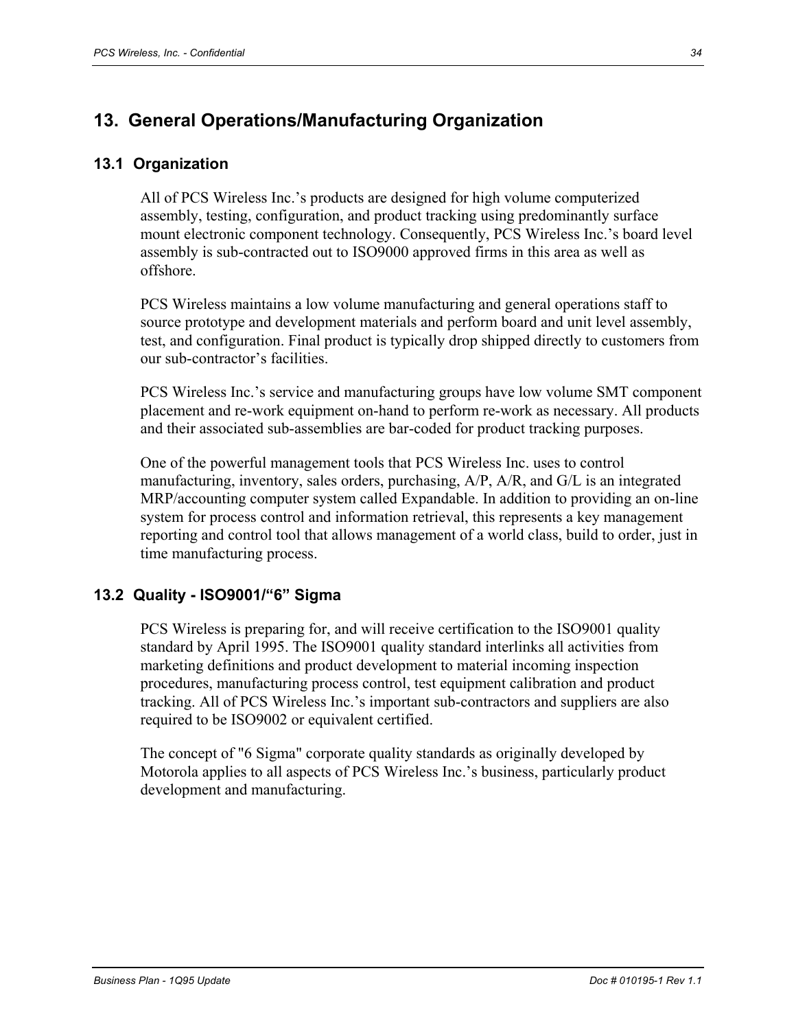# 13. General Operations/Manufacturing Organization

## 13.1 Organization

All of PCS Wireless Inc.'s products are designed for high volume computerized assembly, testing, configuration, and product tracking using predominantly surface mount electronic component technology. Consequently, PCS Wireless Inc.'s board level assembly is sub-contracted out to ISO9000 approved firms in this area as well as offshore.

PCS Wireless maintains a low volume manufacturing and general operations staff to source prototype and development materials and perform board and unit level assembly, test, and configuration. Final product is typically drop shipped directly to customers from our sub-contractor's facilities.

PCS Wireless Inc.'s service and manufacturing groups have low volume SMT component placement and re-work equipment on-hand to perform re-work as necessary. All products and their associated sub-assemblies are bar-coded for product tracking purposes.

One of the powerful management tools that PCS Wireless Inc. uses to control manufacturing, inventory, sales orders, purchasing, A/P, A/R, and G/L is an integrated MRP/accounting computer system called Expandable. In addition to providing an on-line system for process control and information retrieval, this represents a key management reporting and control tool that allows management of a world class, build to order, just in time manufacturing process.

## 13.2 Quality - ISO9001/"6" Sigma

PCS Wireless is preparing for, and will receive certification to the ISO9001 quality standard by April 1995. The ISO9001 quality standard interlinks all activities from marketing definitions and product development to material incoming inspection procedures, manufacturing process control, test equipment calibration and product tracking. All of PCS Wireless Inc.'s important sub-contractors and suppliers are also required to be ISO9002 or equivalent certified.

The concept of "6 Sigma" corporate quality standards as originally developed by Motorola applies to all aspects of PCS Wireless Inc.'s business, particularly product development and manufacturing.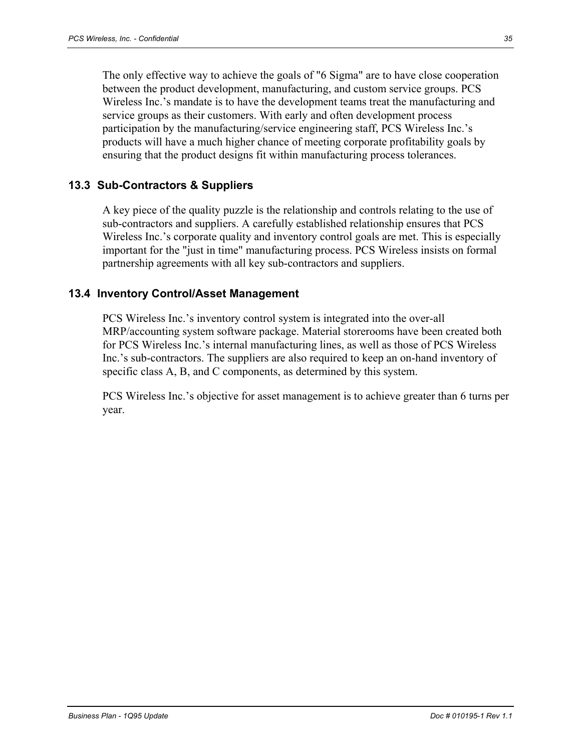The only effective way to achieve the goals of "6 Sigma" are to have close cooperation between the product development, manufacturing, and custom service groups. PCS Wireless Inc.'s mandate is to have the development teams treat the manufacturing and service groups as their customers. With early and often development process participation by the manufacturing/service engineering staff, PCS Wireless Inc.'s products will have a much higher chance of meeting corporate profitability goals by ensuring that the product designs fit within manufacturing process tolerances.

### 13.3 Sub-Contractors & Suppliers

A key piece of the quality puzzle is the relationship and controls relating to the use of sub-contractors and suppliers. A carefully established relationship ensures that PCS Wireless Inc.'s corporate quality and inventory control goals are met. This is especially important for the "just in time" manufacturing process. PCS Wireless insists on formal partnership agreements with all key sub-contractors and suppliers.

### 13.4 Inventory Control/Asset Management

PCS Wireless Inc.'s inventory control system is integrated into the over-all MRP/accounting system software package. Material storerooms have been created both for PCS Wireless Inc.'s internal manufacturing lines, as well as those of PCS Wireless Inc.'s sub-contractors. The suppliers are also required to keep an on-hand inventory of specific class A, B, and C components, as determined by this system.

PCS Wireless Inc.'s objective for asset management is to achieve greater than 6 turns per year.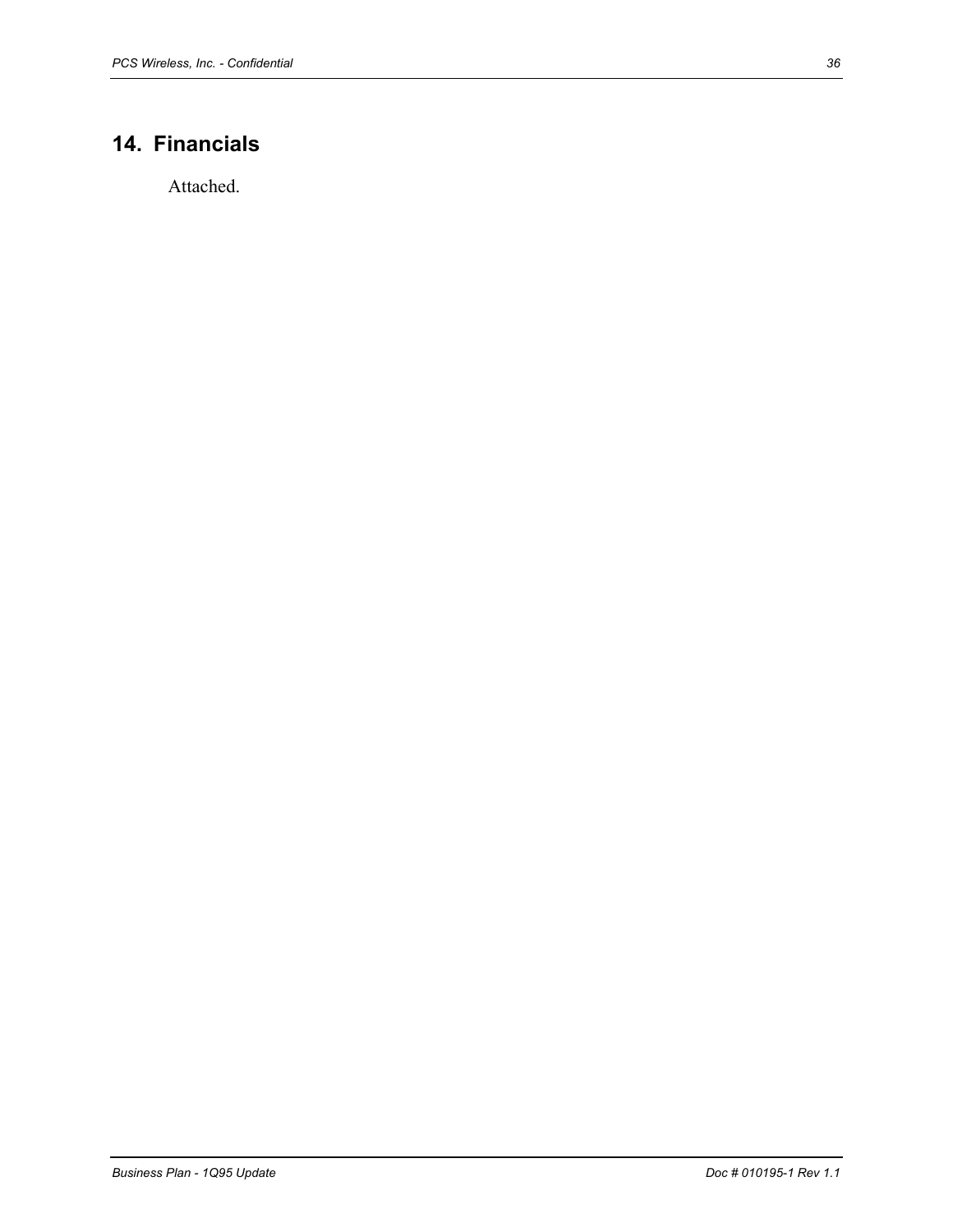## 14. Financials

Attached.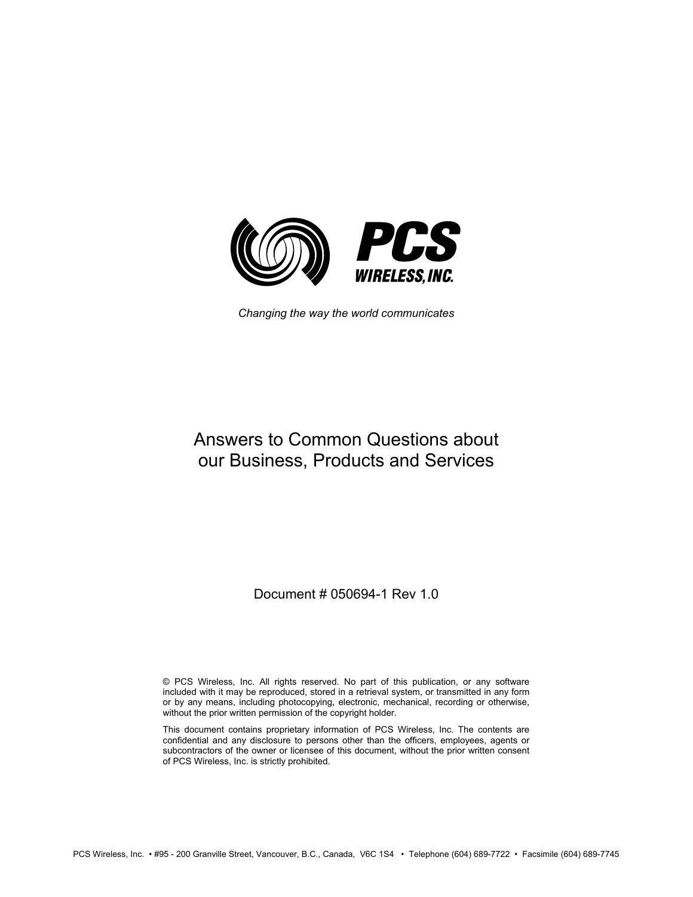**PCS WIRELESS, INC.**

*Changing the way the world communicates*

# Answers to Common Questions about our Business, Products and Services

Document # 050694-1 Rev 1.0

© PCS Wireless, Inc. All rights reserved. No part of this publication, or any software included with it may be reproduced, stored in a retrieval system, or transmitted in any form or by any means, including photocopying, electronic, mechanical, recording or otherwise, without the prior written permission of the copyright holder.

This document contains proprietary information of PCS Wireless, Inc. The contents are confidential and any disclosure to persons other than the officers, employees, agents or subcontractors of the owner or licensee of this document, without the prior written consent of PCS Wireless, Inc. is strictly prohibited.

PCS Wireless, Inc. • #95 - 200 Granville Street, Vancouver, B.C., Canada, V6C 1S4 • Telephone (604) 689-7722 • Facsimile (604) 689-7745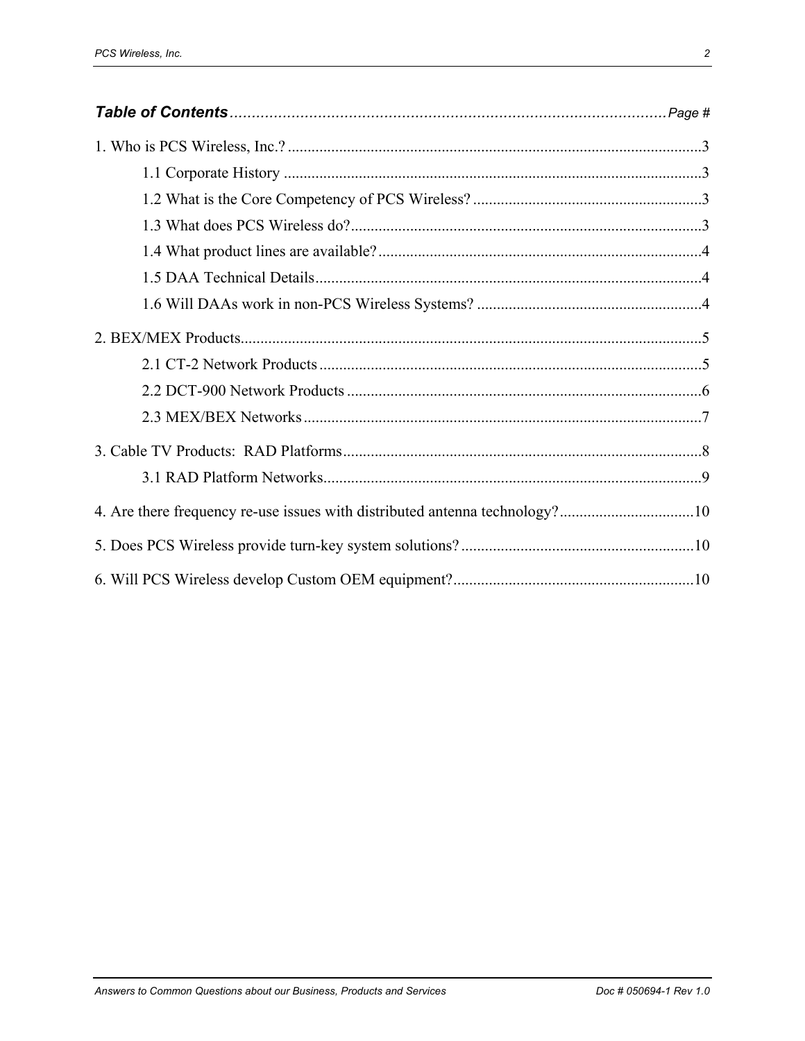***Table of Contents* ..................................................................................................... *Page #***

1. Who is PCS Wireless, Inc.? ........................................................................................................3
    - 1.1 Corporate History .........................................................................................................3
    - 1.2 What is the Core Competency of PCS Wireless? ..........................................................3
    - 1.3 What does PCS Wireless do?........................................................................................3
    - 1.4 What product lines are available?..................................................................................4
    - 1.5 DAA Technical Details..................................................................................................4
    - 1.6 Will DAAs work in non-PCS Wireless Systems? .........................................................4
2. BEX/MEX Products....................................................................................................................5
    - 2.1 CT-2 Network Products .................................................................................................5
    - 2.2 DCT-900 Network Products ..........................................................................................6
    - 2.3 MEX/BEX Networks .....................................................................................................7
3. Cable TV Products: RAD Platforms..........................................................................................8
    - 3.1 RAD Platform Networks................................................................................................9
4. Are there frequency re-use issues with distributed antenna technology?..................................10
5. Does PCS Wireless provide turn-key system solutions? ..........................................................10
6. Will PCS Wireless develop Custom OEM equipment?............................................................10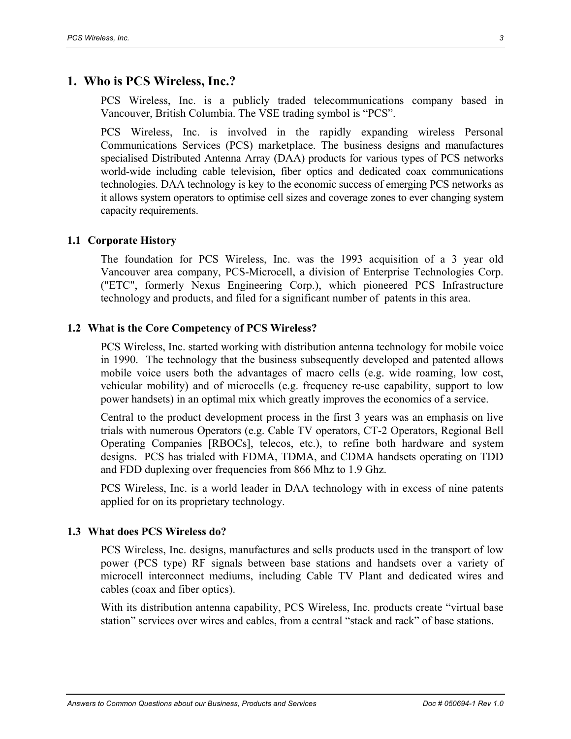# 1. Who is PCS Wireless, Inc.?

PCS Wireless, Inc. is a publicly traded telecommunications company based in Vancouver, British Columbia. The VSE trading symbol is “PCS”.

PCS Wireless, Inc. is involved in the rapidly expanding wireless Personal Communications Services (PCS) marketplace. The business designs and manufactures specialised Distributed Antenna Array (DAA) products for various types of PCS networks world-wide including cable television, fiber optics and dedicated coax communications technologies. DAA technology is key to the economic success of emerging PCS networks as it allows system operators to optimise cell sizes and coverage zones to ever changing system capacity requirements.

## 1.1 Corporate History

The foundation for PCS Wireless, Inc. was the 1993 acquisition of a 3 year old Vancouver area company, PCS-Microcell, a division of Enterprise Technologies Corp. ("ETC", formerly Nexus Engineering Corp.), which pioneered PCS Infrastructure technology and products, and filed for a significant number of patents in this area.

## 1.2 What is the Core Competency of PCS Wireless?

PCS Wireless, Inc. started working with distribution antenna technology for mobile voice in 1990. The technology that the business subsequently developed and patented allows mobile voice users both the advantages of macro cells (e.g. wide roaming, low cost, vehicular mobility) and of microcells (e.g. frequency re-use capability, support to low power handsets) in an optimal mix which greatly improves the economics of a service.

Central to the product development process in the first 3 years was an emphasis on live trials with numerous Operators (e.g. Cable TV operators, CT-2 Operators, Regional Bell Operating Companies [RBOCs], telecos, etc.), to refine both hardware and system designs. PCS has trialed with FDMA, TDMA, and CDMA handsets operating on TDD and FDD duplexing over frequencies from 866 Mhz to 1.9 Ghz.

PCS Wireless, Inc. is a world leader in DAA technology with in excess of nine patents applied for on its proprietary technology.

## 1.3 What does PCS Wireless do?

PCS Wireless, Inc. designs, manufactures and sells products used in the transport of low power (PCS type) RF signals between base stations and handsets over a variety of microcell interconnect mediums, including Cable TV Plant and dedicated wires and cables (coax and fiber optics).

With its distribution antenna capability, PCS Wireless, Inc. products create “virtual base station” services over wires and cables, from a central “stack and rack” of base stations.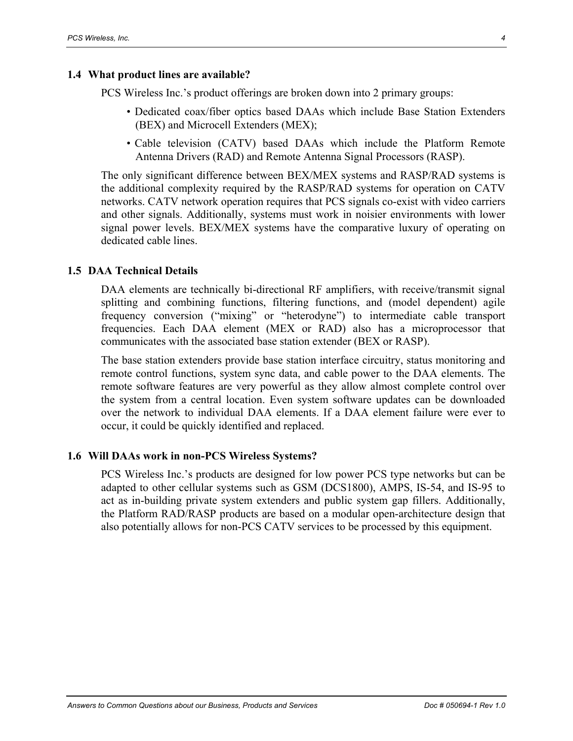### 1.4 What product lines are available?

PCS Wireless Inc.'s product offerings are broken down into 2 primary groups:

- Dedicated coax/fiber optics based DAAs which include Base Station Extenders (BEX) and Microcell Extenders (MEX);
- Cable television (CATV) based DAAs which include the Platform Remote Antenna Drivers (RAD) and Remote Antenna Signal Processors (RASP).

The only significant difference between BEX/MEX systems and RASP/RAD systems is the additional complexity required by the RASP/RAD systems for operation on CATV networks. CATV network operation requires that PCS signals co-exist with video carriers and other signals. Additionally, systems must work in noisier environments with lower signal power levels. BEX/MEX systems have the comparative luxury of operating on dedicated cable lines.

### 1.5 DAA Technical Details

DAA elements are technically bi-directional RF amplifiers, with receive/transmit signal splitting and combining functions, filtering functions, and (model dependent) agile frequency conversion ("mixing" or "heterodyne") to intermediate cable transport frequencies. Each DAA element (MEX or RAD) also has a microprocessor that communicates with the associated base station extender (BEX or RASP).

The base station extenders provide base station interface circuitry, status monitoring and remote control functions, system sync data, and cable power to the DAA elements. The remote software features are very powerful as they allow almost complete control over the system from a central location. Even system software updates can be downloaded over the network to individual DAA elements. If a DAA element failure were ever to occur, it could be quickly identified and replaced.

### 1.6 Will DAAs work in non-PCS Wireless Systems?

PCS Wireless Inc.'s products are designed for low power PCS type networks but can be adapted to other cellular systems such as GSM (DCS1800), AMPS, IS-54, and IS-95 to act as in-building private system extenders and public system gap fillers. Additionally, the Platform RAD/RASP products are based on a modular open-architecture design that also potentially allows for non-PCS CATV services to be processed by this equipment.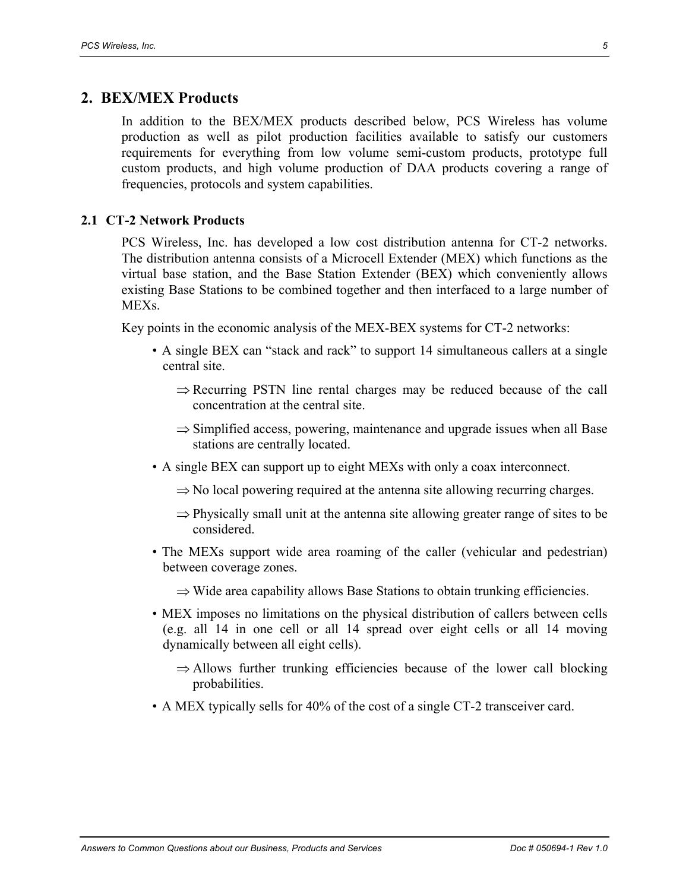## 2. BEX/MEX Products

In addition to the BEX/MEX products described below, PCS Wireless has volume production as well as pilot production facilities available to satisfy our customers requirements for everything from low volume semi-custom products, prototype full custom products, and high volume production of DAA products covering a range of frequencies, protocols and system capabilities.

### 2.1 CT-2 Network Products

PCS Wireless, Inc. has developed a low cost distribution antenna for CT-2 networks. The distribution antenna consists of a Microcell Extender (MEX) which functions as the virtual base station, and the Base Station Extender (BEX) which conveniently allows existing Base Stations to be combined together and then interfaced to a large number of MEXs.

Key points in the economic analysis of the MEX-BEX systems for CT-2 networks:

- A single BEX can "stack and rack" to support 14 simultaneous callers at a single central site.
  - ⇒ Recurring PSTN line rental charges may be reduced because of the call concentration at the central site.
  - ⇒ Simplified access, powering, maintenance and upgrade issues when all Base stations are centrally located.
- A single BEX can support up to eight MEXs with only a coax interconnect.
  - ⇒ No local powering required at the antenna site allowing recurring charges.
  - ⇒ Physically small unit at the antenna site allowing greater range of sites to be considered.
- The MEXs support wide area roaming of the caller (vehicular and pedestrian) between coverage zones.
  - ⇒ Wide area capability allows Base Stations to obtain trunking efficiencies.
- MEX imposes no limitations on the physical distribution of callers between cells (e.g. all 14 in one cell or all 14 spread over eight cells or all 14 moving dynamically between all eight cells).
  - ⇒ Allows further trunking efficiencies because of the lower call blocking probabilities.
- A MEX typically sells for 40% of the cost of a single CT-2 transceiver card.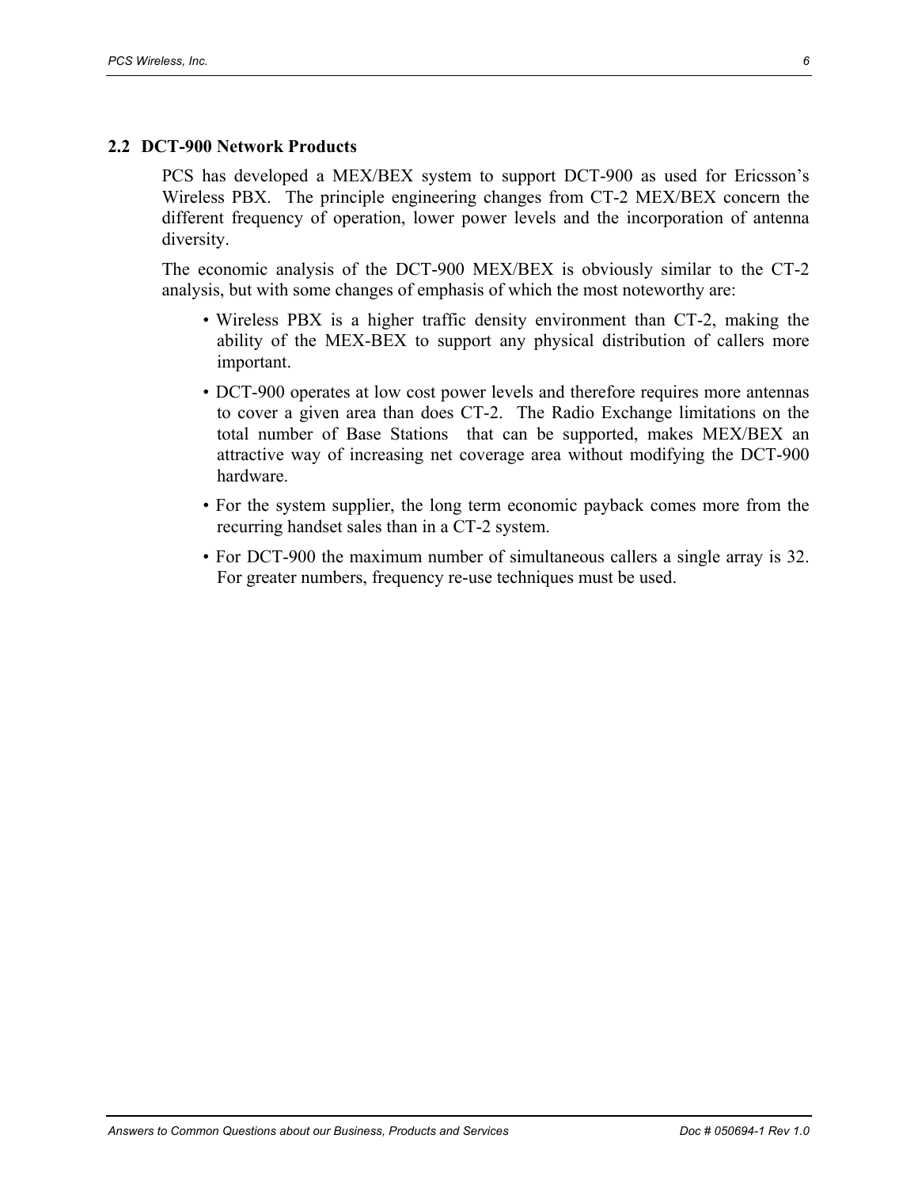## 2.2 DCT-900 Network Products

PCS has developed a MEX/BEX system to support DCT-900 as used for Ericsson's Wireless PBX. The principle engineering changes from CT-2 MEX/BEX concern the different frequency of operation, lower power levels and the incorporation of antenna diversity.

The economic analysis of the DCT-900 MEX/BEX is obviously similar to the CT-2 analysis, but with some changes of emphasis of which the most noteworthy are:

- Wireless PBX is a higher traffic density environment than CT-2, making the ability of the MEX-BEX to support any physical distribution of callers more important.
- DCT-900 operates at low cost power levels and therefore requires more antennas to cover a given area than does CT-2. The Radio Exchange limitations on the total number of Base Stations that can be supported, makes MEX/BEX an attractive way of increasing net coverage area without modifying the DCT-900 hardware.
- For the system supplier, the long term economic payback comes more from the recurring handset sales than in a CT-2 system.
- For DCT-900 the maximum number of simultaneous callers a single array is 32. For greater numbers, frequency re-use techniques must be used.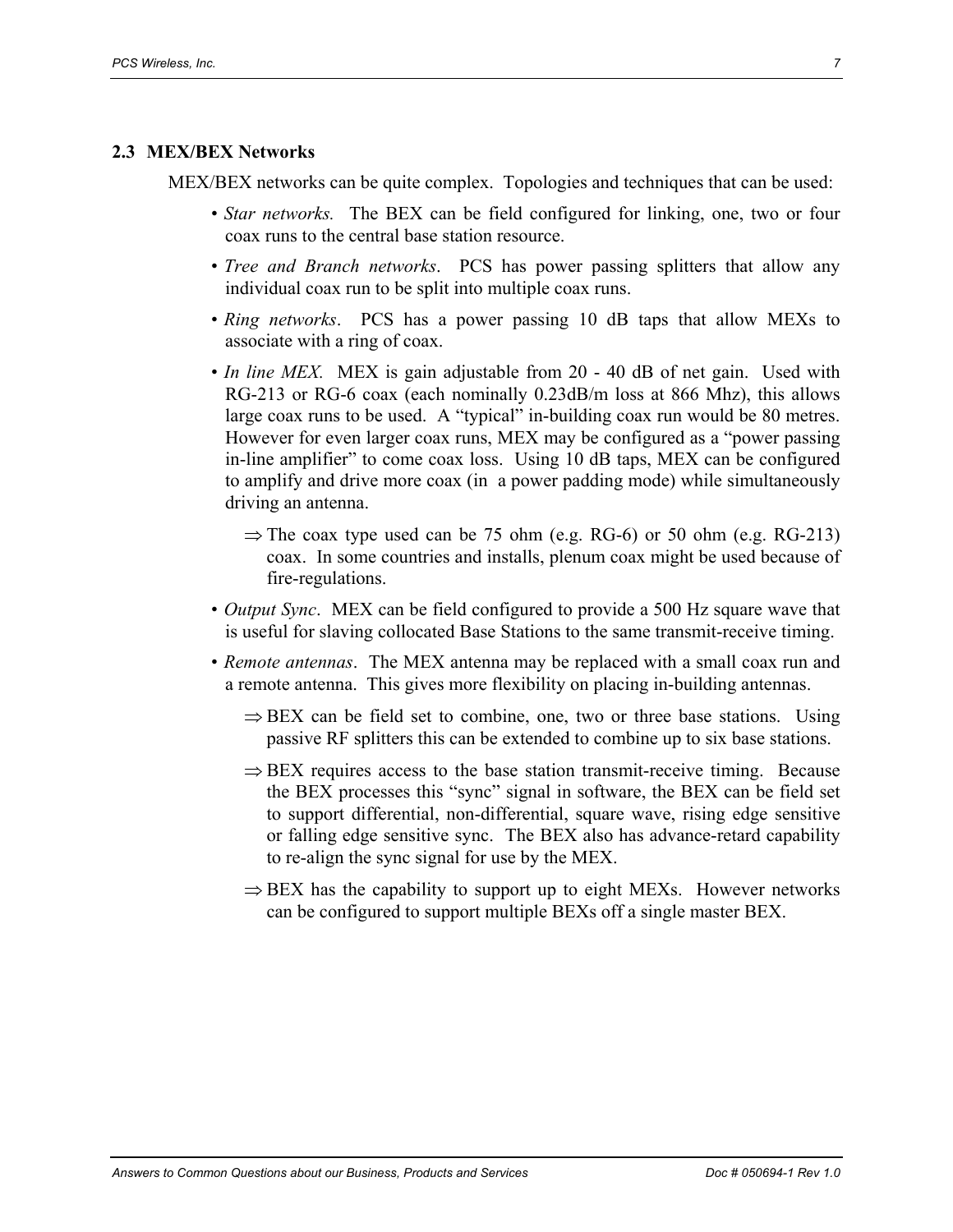## 2.3 MEX/BEX Networks

MEX/BEX networks can be quite complex. Topologies and techniques that can be used:

- *Star networks.* The BEX can be field configured for linking, one, two or four coax runs to the central base station resource.
- *Tree and Branch networks*. PCS has power passing splitters that allow any individual coax run to be split into multiple coax runs.
- *Ring networks*. PCS has a power passing 10 dB taps that allow MEXs to associate with a ring of coax.
- *In line MEX.* MEX is gain adjustable from 20 - 40 dB of net gain. Used with RG-213 or RG-6 coax (each nominally 0.23dB/m loss at 866 Mhz), this allows large coax runs to be used. A “typical” in-building coax run would be 80 metres. However for even larger coax runs, MEX may be configured as a “power passing in-line amplifier” to come coax loss. Using 10 dB taps, MEX can be configured to amplify and drive more coax (in a power padding mode) while simultaneously driving an antenna.
    - ⇒ The coax type used can be 75 ohm (e.g. RG-6) or 50 ohm (e.g. RG-213) coax. In some countries and installs, plenum coax might be used because of fire-regulations.
- *Output Sync*. MEX can be field configured to provide a 500 Hz square wave that is useful for slaving collocated Base Stations to the same transmit-receive timing.
- *Remote antennas*. The MEX antenna may be replaced with a small coax run and a remote antenna. This gives more flexibility on placing in-building antennas.
    - ⇒ BEX can be field set to combine, one, two or three base stations. Using passive RF splitters this can be extended to combine up to six base stations.
    - ⇒ BEX requires access to the base station transmit-receive timing. Because the BEX processes this “sync” signal in software, the BEX can be field set to support differential, non-differential, square wave, rising edge sensitive or falling edge sensitive sync. The BEX also has advance-retard capability to re-align the sync signal for use by the MEX.
    - ⇒ BEX has the capability to support up to eight MEXs. However networks can be configured to support multiple BEXs off a single master BEX.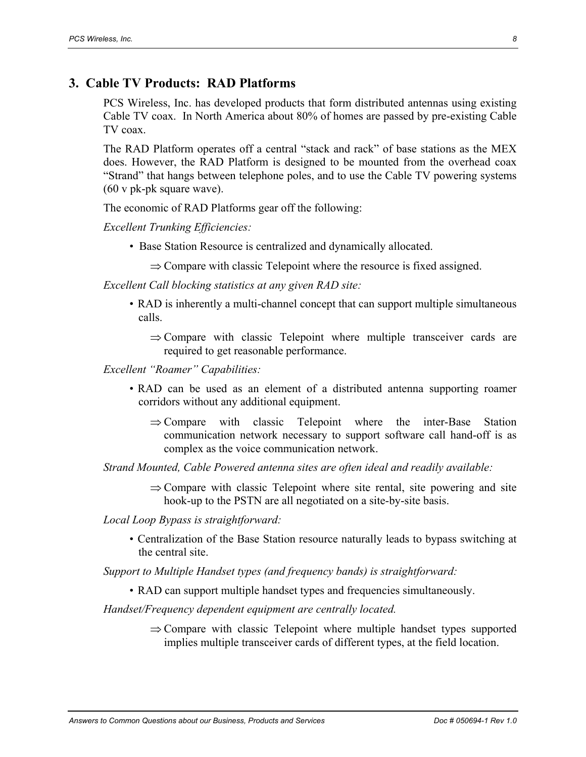## 3. Cable TV Products: RAD Platforms

PCS Wireless, Inc. has developed products that form distributed antennas using existing Cable TV coax. In North America about 80% of homes are passed by pre-existing Cable TV coax.

The RAD Platform operates off a central "stack and rack" of base stations as the MEX does. However, the RAD Platform is designed to be mounted from the overhead coax "Strand" that hangs between telephone poles, and to use the Cable TV powering systems (60 v pk-pk square wave).

The economic of RAD Platforms gear off the following:

*Excellent Trunking Efficiencies:*

- Base Station Resource is centralized and dynamically allocated.
  - ⇒ Compare with classic Telepoint where the resource is fixed assigned.

*Excellent Call blocking statistics at any given RAD site:*

- RAD is inherently a multi-channel concept that can support multiple simultaneous calls.
  - ⇒ Compare with classic Telepoint where multiple transceiver cards are required to get reasonable performance.

*Excellent "Roamer" Capabilities:*

- RAD can be used as an element of a distributed antenna supporting roamer corridors without any additional equipment.
  - ⇒ Compare with classic Telepoint where the inter-Base Station communication network necessary to support software call hand-off is as complex as the voice communication network.

*Strand Mounted, Cable Powered antenna sites are often ideal and readily available:*

- ⇒ Compare with classic Telepoint where site rental, site powering and site hook-up to the PSTN are all negotiated on a site-by-site basis.

*Local Loop Bypass is straightforward:*

- Centralization of the Base Station resource naturally leads to bypass switching at the central site.

*Support to Multiple Handset types (and frequency bands) is straightforward:*

- RAD can support multiple handset types and frequencies simultaneously.

*Handset/Frequency dependent equipment are centrally located.*

- ⇒ Compare with classic Telepoint where multiple handset types supported implies multiple transceiver cards of different types, at the field location.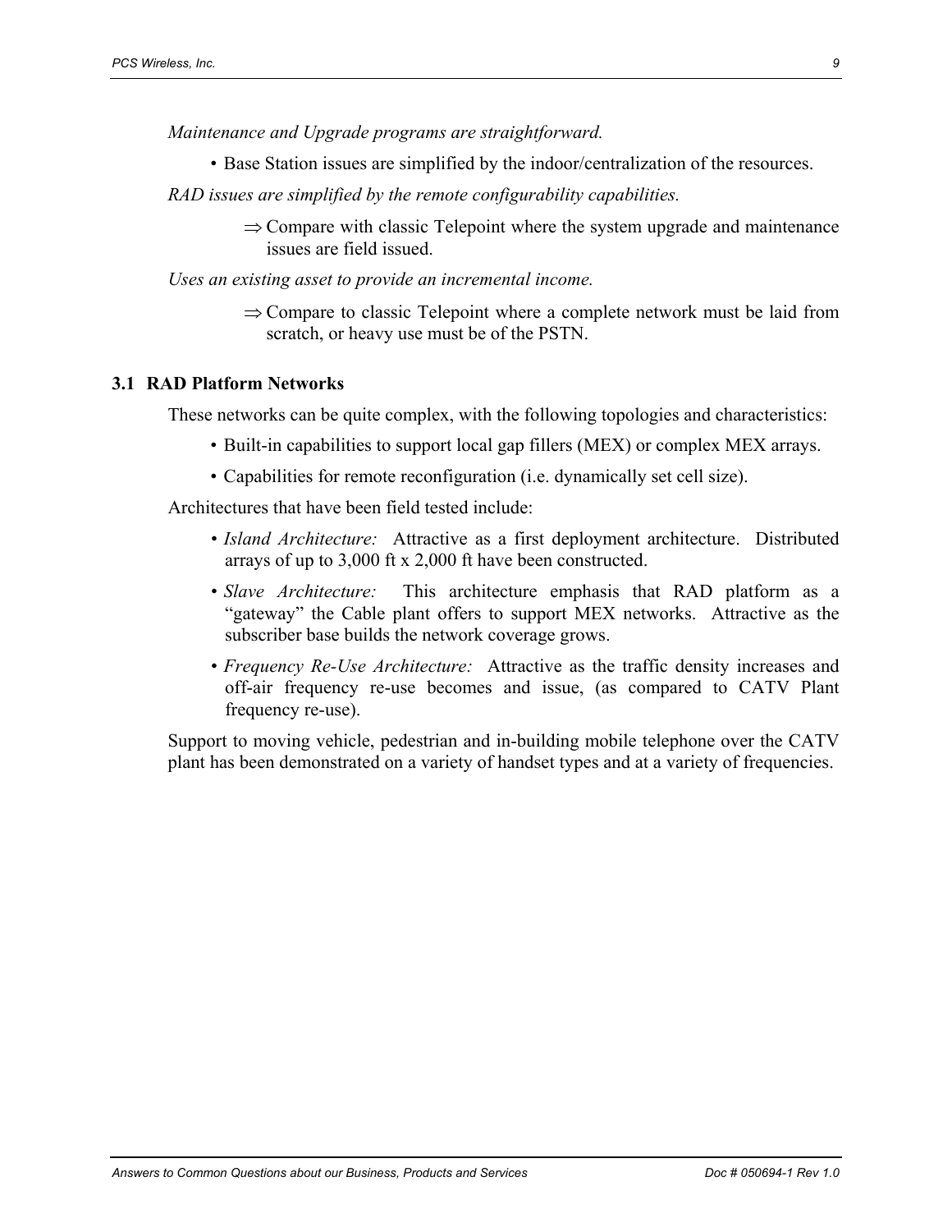*Maintenance and Upgrade programs are straightforward.*

- Base Station issues are simplified by the indoor/centralization of the resources.

*RAD issues are simplified by the remote configurability capabilities.*

⇒ Compare with classic Telepoint where the system upgrade and maintenance issues are field issued.

*Uses an existing asset to provide an incremental income.*

⇒ Compare to classic Telepoint where a complete network must be laid from scratch, or heavy use must be of the PSTN.

## 3.1 RAD Platform Networks

These networks can be quite complex, with the following topologies and characteristics:

- Built-in capabilities to support local gap fillers (MEX) or complex MEX arrays.
- Capabilities for remote reconfiguration (i.e. dynamically set cell size).

Architectures that have been field tested include:

- *Island Architecture:* Attractive as a first deployment architecture. Distributed arrays of up to 3,000 ft x 2,000 ft have been constructed.
- *Slave Architecture:* This architecture emphasis that RAD platform as a "gateway" the Cable plant offers to support MEX networks. Attractive as the subscriber base builds the network coverage grows.
- *Frequency Re-Use Architecture:* Attractive as the traffic density increases and off-air frequency re-use becomes and issue, (as compared to CATV Plant frequency re-use).

Support to moving vehicle, pedestrian and in-building mobile telephone over the CATV plant has been demonstrated on a variety of handset types and at a variety of frequencies.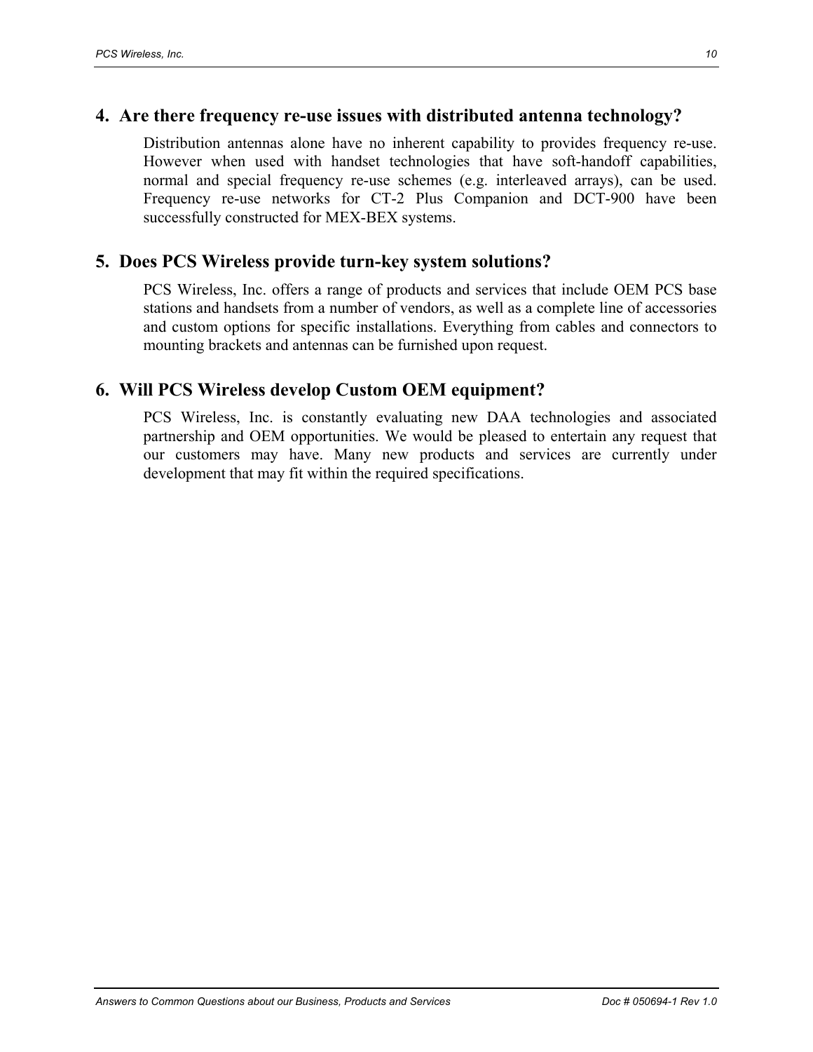## 4. Are there frequency re-use issues with distributed antenna technology?

Distribution antennas alone have no inherent capability to provides frequency re-use. However when used with handset technologies that have soft-handoff capabilities, normal and special frequency re-use schemes (e.g. interleaved arrays), can be used. Frequency re-use networks for CT-2 Plus Companion and DCT-900 have been successfully constructed for MEX-BEX systems.

## 5. Does PCS Wireless provide turn-key system solutions?

PCS Wireless, Inc. offers a range of products and services that include OEM PCS base stations and handsets from a number of vendors, as well as a complete line of accessories and custom options for specific installations. Everything from cables and connectors to mounting brackets and antennas can be furnished upon request.

## 6. Will PCS Wireless develop Custom OEM equipment?

PCS Wireless, Inc. is constantly evaluating new DAA technologies and associated partnership and OEM opportunities. We would be pleased to entertain any request that our customers may have. Many new products and services are currently under development that may fit within the required specifications.